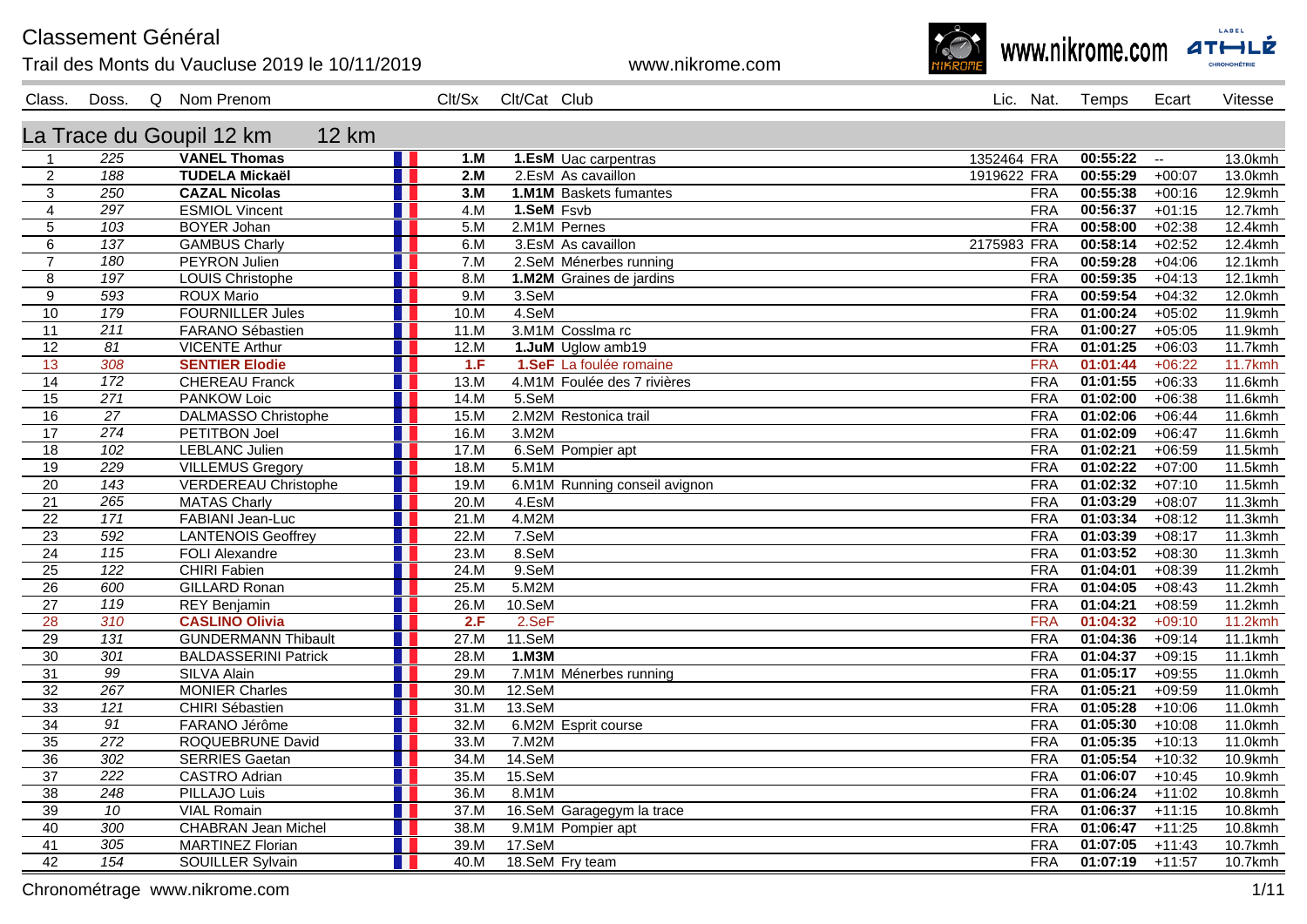# Classement Général

Trail des Monts du Vaucluse 2019 le 10/11/2019

www.nikrome.com

## La Trace du Goupil 12 km — 12 km

| Class. | Doss. | Q | Nom Prenom | Clt/Sx | Clt/Cat | Club | Lic. | Nat. | Temps | Ecart | Vitesse |
|---|---|---|---|---|---|---|---|---|---|---|---|
| 1 | 225 | | **VANEL Thomas** | **1.M** | **1.EsM** | Uac carpentras | 1352464 | FRA | **00:55:22** | -- | 13.0kmh |
| 2 | 188 | | **TUDELA Mickaël** | **2.M** | 2.EsM | As cavaillon | 1919622 | FRA | **00:55:29** | +00:07 | 13.0kmh |
| 3 | 250 | | **CAZAL Nicolas** | **3.M** | **1.M1M** | Baskets fumantes | | FRA | **00:55:38** | +00:16 | 12.9kmh |
| 4 | 297 | | ESMIOL Vincent | 4.M | **1.SeM** | Fsvb | | FRA | **00:56:37** | +01:15 | 12.7kmh |
| 5 | 103 | | BOYER Johan | 5.M | 2.M1M | Pernes | | FRA | **00:58:00** | +02:38 | 12.4kmh |
| 6 | 137 | | GAMBUS Charly | 6.M | 3.EsM | As cavaillon | 2175983 | FRA | **00:58:14** | +02:52 | 12.4kmh |
| 7 | 180 | | PEYRON Julien | 7.M | 2.SeM | Ménerbes running | | FRA | **00:59:28** | +04:06 | 12.1kmh |
| 8 | 197 | | LOUIS Christophe | 8.M | **1.M2M** | Graines de jardins | | FRA | **00:59:35** | +04:13 | 12.1kmh |
| 9 | 593 | | ROUX Mario | 9.M | 3.SeM | | | FRA | **00:59:54** | +04:32 | 12.0kmh |
| 10 | 179 | | FOURNILLER Jules | 10.M | 4.SeM | | | FRA | **01:00:24** | +05:02 | 11.9kmh |
| 11 | 211 | | FARANO Sébastien | 11.M | 3.M1M | Cosslma rc | | FRA | **01:00:27** | +05:05 | 11.9kmh |
| 12 | 81 | | VICENTE Arthur | 12.M | **1.JuM** | Uglow amb19 | | FRA | **01:01:25** | +06:03 | 11.7kmh |
| 13 | 308 | | **SENTIER Elodie** | **1.F** | **1.SeF** | La foulée romaine | | FRA | **01:01:44** | +06:22 | 11.7kmh |
| 14 | 172 | | CHEREAU Franck | 13.M | 4.M1M | Foulée des 7 rivières | | FRA | **01:01:55** | +06:33 | 11.6kmh |
| 15 | 271 | | PANKOW Loic | 14.M | 5.SeM | | | FRA | **01:02:00** | +06:38 | 11.6kmh |
| 16 | 27 | | DALMASSO Christophe | 15.M | 2.M2M | Restonica trail | | FRA | **01:02:06** | +06:44 | 11.6kmh |
| 17 | 274 | | PETITBON Joel | 16.M | 3.M2M | | | FRA | **01:02:09** | +06:47 | 11.6kmh |
| 18 | 102 | | LEBLANC Julien | 17.M | 6.SeM | Pompier apt | | FRA | **01:02:21** | +06:59 | 11.5kmh |
| 19 | 229 | | VILLEMUS Gregory | 18.M | 5.M1M | | | FRA | **01:02:22** | +07:00 | 11.5kmh |
| 20 | 143 | | VERDEREAU Christophe | 19.M | 6.M1M | Running conseil avignon | | FRA | **01:02:32** | +07:10 | 11.5kmh |
| 21 | 265 | | MATAS Charly | 20.M | 4.EsM | | | FRA | **01:03:29** | +08:07 | 11.3kmh |
| 22 | 171 | | FABIANI Jean-Luc | 21.M | 4.M2M | | | FRA | **01:03:34** | +08:12 | 11.3kmh |
| 23 | 592 | | LANTENOIS Geoffrey | 22.M | 7.SeM | | | FRA | **01:03:39** | +08:17 | 11.3kmh |
| 24 | 115 | | FOLI Alexandre | 23.M | 8.SeM | | | FRA | **01:03:52** | +08:30 | 11.3kmh |
| 25 | 122 | | CHIRI Fabien | 24.M | 9.SeM | | | FRA | **01:04:01** | +08:39 | 11.2kmh |
| 26 | 600 | | GILLARD Ronan | 25.M | 5.M2M | | | FRA | **01:04:05** | +08:43 | 11.2kmh |
| 27 | 119 | | REY Benjamin | 26.M | 10.SeM | | | FRA | **01:04:21** | +08:59 | 11.2kmh |
| 28 | 310 | | **CASLINO Olivia** | **2.F** | 2.SeF | | | FRA | **01:04:32** | +09:10 | 11.2kmh |
| 29 | 131 | | GUNDERMANN Thibault | 27.M | 11.SeM | | | FRA | **01:04:36** | +09:14 | 11.1kmh |
| 30 | 301 | | BALDASSERINI Patrick | 28.M | **1.M3M** | | | FRA | **01:04:37** | +09:15 | 11.1kmh |
| 31 | 99 | | SILVA Alain | 29.M | 7.M1M | Ménerbes running | | FRA | **01:05:17** | +09:55 | 11.0kmh |
| 32 | 267 | | MONIER Charles | 30.M | 12.SeM | | | FRA | **01:05:21** | +09:59 | 11.0kmh |
| 33 | 121 | | CHIRI Sébastien | 31.M | 13.SeM | | | FRA | **01:05:28** | +10:06 | 11.0kmh |
| 34 | 91 | | FARANO Jérôme | 32.M | 6.M2M | Esprit course | | FRA | **01:05:30** | +10:08 | 11.0kmh |
| 35 | 272 | | ROQUEBRUNE David | 33.M | 7.M2M | | | FRA | **01:05:35** | +10:13 | 11.0kmh |
| 36 | 302 | | SERRIES Gaetan | 34.M | 14.SeM | | | FRA | **01:05:54** | +10:32 | 10.9kmh |
| 37 | 222 | | CASTRO Adrian | 35.M | 15.SeM | | | FRA | **01:06:07** | +10:45 | 10.9kmh |
| 38 | 248 | | PILLAJO Luis | 36.M | 8.M1M | | | FRA | **01:06:24** | +11:02 | 10.8kmh |
| 39 | 10 | | VIAL Romain | 37.M | 16.SeM | Garagegym la trace | | FRA | **01:06:37** | +11:15 | 10.8kmh |
| 40 | 300 | | CHABRAN Jean Michel | 38.M | 9.M1M | Pompier apt | | FRA | **01:06:47** | +11:25 | 10.8kmh |
| 41 | 305 | | MARTINEZ Florian | 39.M | 17.SeM | | | FRA | **01:07:05** | +11:43 | 10.7kmh |
| 42 | 154 | | SOUILLER Sylvain | 40.M | 18.SeM | Fry team | | FRA | **01:07:19** | +11:57 | 10.7kmh |

Chronométrage www.nikrome.com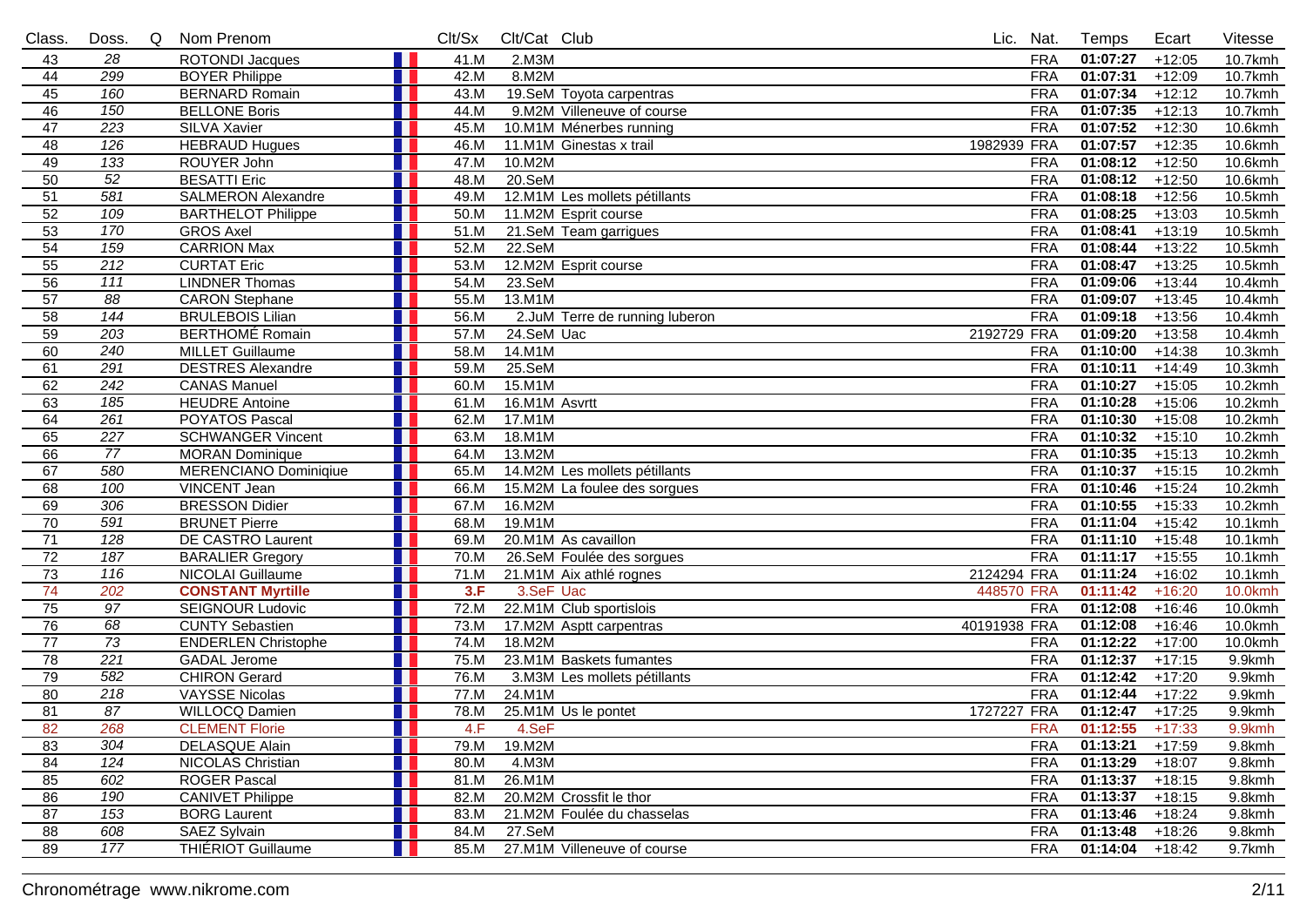| Class. | Doss. | Q | Nom Prenom | | Clt/Sx | Clt/Cat | Club | Lic. | Nat. | Temps | Ecart | Vitesse |
|---|---|---|---|---|---|---|---|---|---|---|---|---|
| 43 | 28 | | ROTONDI Jacques | | 41.M | 2.M3M | | | FRA | 01:07:27 | +12:05 | 10.7kmh |
| 44 | 299 | | BOYER Philippe | | 42.M | 8.M2M | | | FRA | 01:07:31 | +12:09 | 10.7kmh |
| 45 | 160 | | BERNARD Romain | | 43.M | 19.SeM | Toyota carpentras | | FRA | 01:07:34 | +12:12 | 10.7kmh |
| 46 | 150 | | BELLONE Boris | | 44.M | 9.M2M | Villeneuve of course | | FRA | 01:07:35 | +12:13 | 10.7kmh |
| 47 | 223 | | SILVA Xavier | | 45.M | 10.M1M | Ménerbes running | | FRA | 01:07:52 | +12:30 | 10.6kmh |
| 48 | 126 | | HEBRAUD Hugues | | 46.M | 11.M1M | Ginestas x trail | 1982939 | FRA | 01:07:57 | +12:35 | 10.6kmh |
| 49 | 133 | | ROUYER John | | 47.M | 10.M2M | | | FRA | 01:08:12 | +12:50 | 10.6kmh |
| 50 | 52 | | BESATTI Eric | | 48.M | 20.SeM | | | FRA | 01:08:12 | +12:50 | 10.6kmh |
| 51 | 581 | | SALMERON Alexandre | | 49.M | 12.M1M | Les mollets pétillants | | FRA | 01:08:18 | +12:56 | 10.5kmh |
| 52 | 109 | | BARTHELOT Philippe | | 50.M | 11.M2M | Esprit course | | FRA | 01:08:25 | +13:03 | 10.5kmh |
| 53 | 170 | | GROS Axel | | 51.M | 21.SeM | Team garrigues | | FRA | 01:08:41 | +13:19 | 10.5kmh |
| 54 | 159 | | CARRION Max | | 52.M | 22.SeM | | | FRA | 01:08:44 | +13:22 | 10.5kmh |
| 55 | 212 | | CURTAT Eric | | 53.M | 12.M2M | Esprit course | | FRA | 01:08:47 | +13:25 | 10.5kmh |
| 56 | 111 | | LINDNER Thomas | | 54.M | 23.SeM | | | FRA | 01:09:06 | +13:44 | 10.4kmh |
| 57 | 88 | | CARON Stephane | | 55.M | 13.M1M | | | FRA | 01:09:07 | +13:45 | 10.4kmh |
| 58 | 144 | | BRULEBOIS Lilian | | 56.M | 2.JuM | Terre de running luberon | | FRA | 01:09:18 | +13:56 | 10.4kmh |
| 59 | 203 | | BERTHOMÉ Romain | | 57.M | 24.SeM | Uac | 2192729 | FRA | 01:09:20 | +13:58 | 10.4kmh |
| 60 | 240 | | MILLET Guillaume | | 58.M | 14.M1M | | | FRA | 01:10:00 | +14:38 | 10.3kmh |
| 61 | 291 | | DESTRES Alexandre | | 59.M | 25.SeM | | | FRA | 01:10:11 | +14:49 | 10.3kmh |
| 62 | 242 | | CANAS Manuel | | 60.M | 15.M1M | | | FRA | 01:10:27 | +15:05 | 10.2kmh |
| 63 | 185 | | HEUDRE Antoine | | 61.M | 16.M1M | Asvrtt | | FRA | 01:10:28 | +15:06 | 10.2kmh |
| 64 | 261 | | POYATOS Pascal | | 62.M | 17.M1M | | | FRA | 01:10:30 | +15:08 | 10.2kmh |
| 65 | 227 | | SCHWANGER Vincent | | 63.M | 18.M1M | | | FRA | 01:10:32 | +15:10 | 10.2kmh |
| 66 | 77 | | MORAN Dominique | | 64.M | 13.M2M | | | FRA | 01:10:35 | +15:13 | 10.2kmh |
| 67 | 580 | | MERENCIANO Dominiqiue | | 65.M | 14.M2M | Les mollets pétillants | | FRA | 01:10:37 | +15:15 | 10.2kmh |
| 68 | 100 | | VINCENT Jean | | 66.M | 15.M2M | La foulee des sorgues | | FRA | 01:10:46 | +15:24 | 10.2kmh |
| 69 | 306 | | BRESSON Didier | | 67.M | 16.M2M | | | FRA | 01:10:55 | +15:33 | 10.2kmh |
| 70 | 591 | | BRUNET Pierre | | 68.M | 19.M1M | | | FRA | 01:11:04 | +15:42 | 10.1kmh |
| 71 | 128 | | DE CASTRO Laurent | | 69.M | 20.M1M | As cavaillon | | FRA | 01:11:10 | +15:48 | 10.1kmh |
| 72 | 187 | | BARALIER Gregory | | 70.M | 26.SeM | Foulée des sorgues | | FRA | 01:11:17 | +15:55 | 10.1kmh |
| 73 | 116 | | NICOLAI Guillaume | | 71.M | 21.M1M | Aix athlé rognes | 2124294 | FRA | 01:11:24 | +16:02 | 10.1kmh |
| 74 | 202 | | **CONSTANT Myrtille** | | **3.F** | 3.SeF | Uac | 448570 | FRA | 01:11:42 | +16:20 | 10.0kmh |
| 75 | 97 | | SEIGNOUR Ludovic | | 72.M | 22.M1M | Club sportislois | | FRA | 01:12:08 | +16:46 | 10.0kmh |
| 76 | 68 | | CUNTY Sebastien | | 73.M | 17.M2M | Asptt carpentras | 40191938 | FRA | 01:12:08 | +16:46 | 10.0kmh |
| 77 | 73 | | ENDERLEN Christophe | | 74.M | 18.M2M | | | FRA | 01:12:22 | +17:00 | 10.0kmh |
| 78 | 221 | | GADAL Jerome | | 75.M | 23.M1M | Baskets fumantes | | FRA | 01:12:37 | +17:15 | 9.9kmh |
| 79 | 582 | | CHIRON Gerard | | 76.M | 3.M3M | Les mollets pétillants | | FRA | 01:12:42 | +17:20 | 9.9kmh |
| 80 | 218 | | VAYSSE Nicolas | | 77.M | 24.M1M | | | FRA | 01:12:44 | +17:22 | 9.9kmh |
| 81 | 87 | | WILLOCQ Damien | | 78.M | 25.M1M | Us le pontet | 1727227 | FRA | 01:12:47 | +17:25 | 9.9kmh |
| 82 | 268 | | CLEMENT Florie | | 4.F | 4.SeF | | | FRA | 01:12:55 | +17:33 | 9.9kmh |
| 83 | 304 | | DELASQUE Alain | | 79.M | 19.M2M | | | FRA | 01:13:21 | +17:59 | 9.8kmh |
| 84 | 124 | | NICOLAS Christian | | 80.M | 4.M3M | | | FRA | 01:13:29 | +18:07 | 9.8kmh |
| 85 | 602 | | ROGER Pascal | | 81.M | 26.M1M | | | FRA | 01:13:37 | +18:15 | 9.8kmh |
| 86 | 190 | | CANIVET Philippe | | 82.M | 20.M2M | Crossfit le thor | | FRA | 01:13:37 | +18:15 | 9.8kmh |
| 87 | 153 | | BORG Laurent | | 83.M | 21.M2M | Foulée du chasselas | | FRA | 01:13:46 | +18:24 | 9.8kmh |
| 88 | 608 | | SAEZ Sylvain | | 84.M | 27.SeM | | | FRA | 01:13:48 | +18:26 | 9.8kmh |
| 89 | 177 | | THIÉRIOT Guillaume | | 85.M | 27.M1M | Villeneuve of course | | FRA | 01:14:04 | +18:42 | 9.7kmh |

Chronométrage www.nikrome.com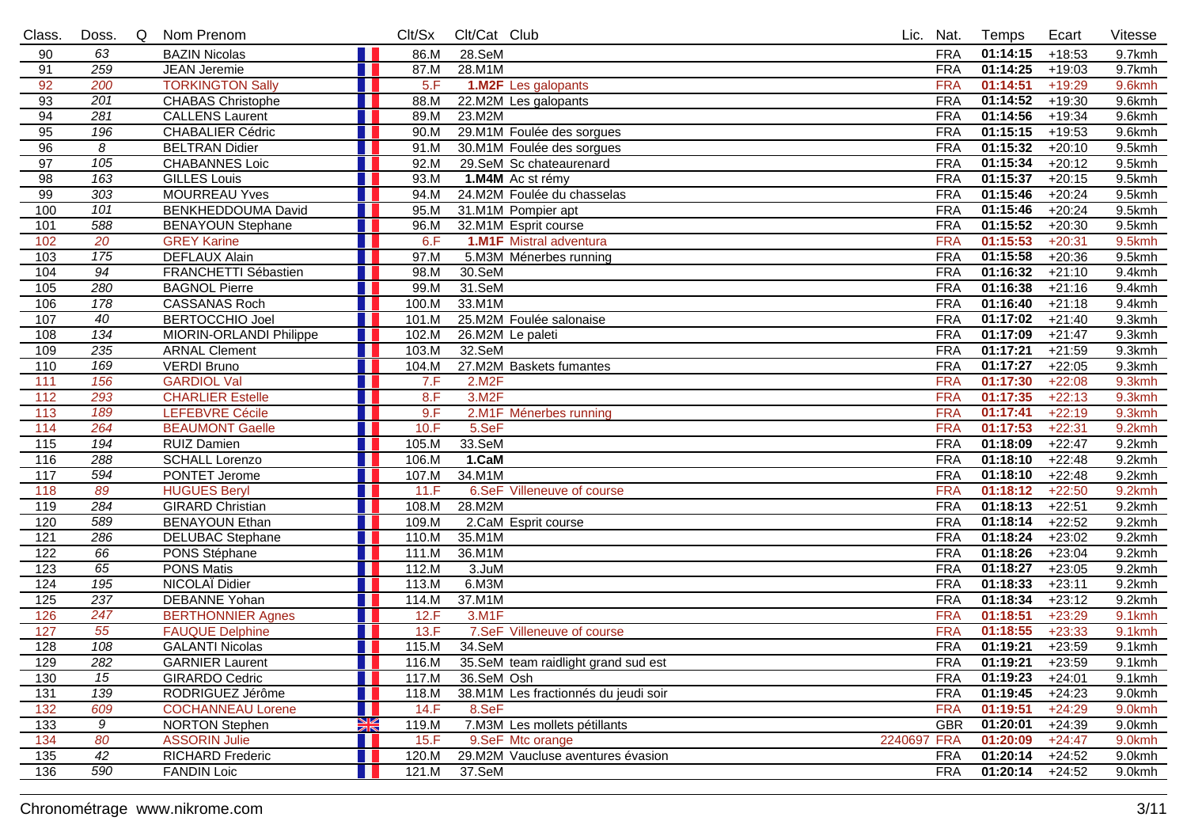| Class. | Doss. | Q | Nom Prenom | | Clt/Sx | Clt/Cat | Club | Lic. | Nat. | Temps | Ecart | Vitesse |
|---|---|---|---|---|---|---|---|---|---|---|---|---|
| 90 | 63 | | BAZIN Nicolas | | 86.M | 28.SeM | | | FRA | **01:14:15** | +18:53 | 9.7kmh |
| 91 | 259 | | JEAN Jeremie | | 87.M | 28.M1M | | | FRA | **01:14:25** | +19:03 | 9.7kmh |
| 92 | 200 | | TORKINGTON Sally | | 5.F | **1.M2F** | Les galopants | | FRA | **01:14:51** | +19:29 | 9.6kmh |
| 93 | 201 | | CHABAS Christophe | | 88.M | 22.M2M | Les galopants | | FRA | **01:14:52** | +19:30 | 9.6kmh |
| 94 | 281 | | CALLENS Laurent | | 89.M | 23.M2M | | | FRA | **01:14:56** | +19:34 | 9.6kmh |
| 95 | 196 | | CHABALIER Cédric | | 90.M | 29.M1M | Foulée des sorgues | | FRA | **01:15:15** | +19:53 | 9.6kmh |
| 96 | 8 | | BELTRAN Didier | | 91.M | 30.M1M | Foulée des sorgues | | FRA | **01:15:32** | +20:10 | 9.5kmh |
| 97 | 105 | | CHABANNES Loic | | 92.M | 29.SeM | Sc chateaurenard | | FRA | **01:15:34** | +20:12 | 9.5kmh |
| 98 | 163 | | GILLES Louis | | 93.M | **1.M4M** | Ac st rémy | | FRA | **01:15:37** | +20:15 | 9.5kmh |
| 99 | 303 | | MOURREAU Yves | | 94.M | 24.M2M | Foulée du chasselas | | FRA | **01:15:46** | +20:24 | 9.5kmh |
| 100 | 101 | | BENKHEDDOUMA David | | 95.M | 31.M1M | Pompier apt | | FRA | **01:15:46** | +20:24 | 9.5kmh |
| 101 | 588 | | BENAYOUN Stephane | | 96.M | 32.M1M | Esprit course | | FRA | **01:15:52** | +20:30 | 9.5kmh |
| 102 | 20 | | GREY Karine | | 6.F | **1.M1F** | Mistral adventura | | FRA | **01:15:53** | +20:31 | 9.5kmh |
| 103 | 175 | | DEFLAUX Alain | | 97.M | 5.M3M | Ménerbes running | | FRA | **01:15:58** | +20:36 | 9.5kmh |
| 104 | 94 | | FRANCHETTI Sébastien | | 98.M | 30.SeM | | | FRA | **01:16:32** | +21:10 | 9.4kmh |
| 105 | 280 | | BAGNOL Pierre | | 99.M | 31.SeM | | | FRA | **01:16:38** | +21:16 | 9.4kmh |
| 106 | 178 | | CASSANAS Roch | | 100.M | 33.M1M | | | FRA | **01:16:40** | +21:18 | 9.4kmh |
| 107 | 40 | | BERTOCCHIO Joel | | 101.M | 25.M2M | Foulée salonaise | | FRA | **01:17:02** | +21:40 | 9.3kmh |
| 108 | 134 | | MIORIN-ORLANDI Philippe | | 102.M | 26.M2M | Le paleti | | FRA | **01:17:09** | +21:47 | 9.3kmh |
| 109 | 235 | | ARNAL Clement | | 103.M | 32.SeM | | | FRA | **01:17:21** | +21:59 | 9.3kmh |
| 110 | 169 | | VERDI Bruno | | 104.M | 27.M2M | Baskets fumantes | | FRA | **01:17:27** | +22:05 | 9.3kmh |
| 111 | 156 | | GARDIOL Val | | 7.F | 2.M2F | | | FRA | **01:17:30** | +22:08 | 9.3kmh |
| 112 | 293 | | CHARLIER Estelle | | 8.F | 3.M2F | | | FRA | **01:17:35** | +22:13 | 9.3kmh |
| 113 | 189 | | LEFEBVRE Cécile | | 9.F | 2.M1F | Ménerbes running | | FRA | **01:17:41** | +22:19 | 9.3kmh |
| 114 | 264 | | BEAUMONT Gaelle | | 10.F | 5.SeF | | | FRA | **01:17:53** | +22:31 | 9.2kmh |
| 115 | 194 | | RUIZ Damien | | 105.M | 33.SeM | | | FRA | **01:18:09** | +22:47 | 9.2kmh |
| 116 | 288 | | SCHALL Lorenzo | | 106.M | **1.CaM** | | | FRA | **01:18:10** | +22:48 | 9.2kmh |
| 117 | 594 | | PONTET Jerome | | 107.M | 34.M1M | | | FRA | **01:18:10** | +22:48 | 9.2kmh |
| 118 | 89 | | HUGUES Beryl | | 11.F | 6.SeF | Villeneuve of course | | FRA | **01:18:12** | +22:50 | 9.2kmh |
| 119 | 284 | | GIRARD Christian | | 108.M | 28.M2M | | | FRA | **01:18:13** | +22:51 | 9.2kmh |
| 120 | 589 | | BENAYOUN Ethan | | 109.M | 2.CaM | Esprit course | | FRA | **01:18:14** | +22:52 | 9.2kmh |
| 121 | 286 | | DELUBAC Stephane | | 110.M | 35.M1M | | | FRA | **01:18:24** | +23:02 | 9.2kmh |
| 122 | 66 | | PONS Stéphane | | 111.M | 36.M1M | | | FRA | **01:18:26** | +23:04 | 9.2kmh |
| 123 | 65 | | PONS Matis | | 112.M | 3.JuM | | | FRA | **01:18:27** | +23:05 | 9.2kmh |
| 124 | 195 | | NICOLAÏ Didier | | 113.M | 6.M3M | | | FRA | **01:18:33** | +23:11 | 9.2kmh |
| 125 | 237 | | DEBANNE Yohan | | 114.M | 37.M1M | | | FRA | **01:18:34** | +23:12 | 9.2kmh |
| 126 | 247 | | BERTHONNIER Agnes | | 12.F | 3.M1F | | | FRA | **01:18:51** | +23:29 | 9.1kmh |
| 127 | 55 | | FAUQUE Delphine | | 13.F | 7.SeF | Villeneuve of course | | FRA | **01:18:55** | +23:33 | 9.1kmh |
| 128 | 108 | | GALANTI Nicolas | | 115.M | 34.SeM | | | FRA | **01:19:21** | +23:59 | 9.1kmh |
| 129 | 282 | | GARNIER Laurent | | 116.M | 35.SeM | team raidlight grand sud est | | FRA | **01:19:21** | +23:59 | 9.1kmh |
| 130 | 15 | | GIRARDO Cedric | | 117.M | 36.SeM | Osh | | FRA | **01:19:23** | +24:01 | 9.1kmh |
| 131 | 139 | | RODRIGUEZ Jérôme | | 118.M | 38.M1M | Les fractionnés du jeudi soir | | FRA | **01:19:45** | +24:23 | 9.0kmh |
| 132 | 609 | | COCHANNEAU Lorene | | 14.F | 8.SeF | | | FRA | **01:19:51** | +24:29 | 9.0kmh |
| 133 | 9 | | NORTON Stephen | | 119.M | 7.M3M | Les mollets pétillants | | GBR | **01:20:01** | +24:39 | 9.0kmh |
| 134 | 80 | | ASSORIN Julie | | 15.F | 9.SeF | Mtc orange | 2240697 | FRA | **01:20:09** | +24:47 | 9.0kmh |
| 135 | 42 | | RICHARD Frederic | | 120.M | 29.M2M | Vaucluse aventures évasion | | FRA | **01:20:14** | +24:52 | 9.0kmh |
| 136 | 590 | | FANDIN Loic | | 121.M | 37.SeM | | | FRA | **01:20:14** | +24:52 | 9.0kmh |

Chronométrage www.nikrome.com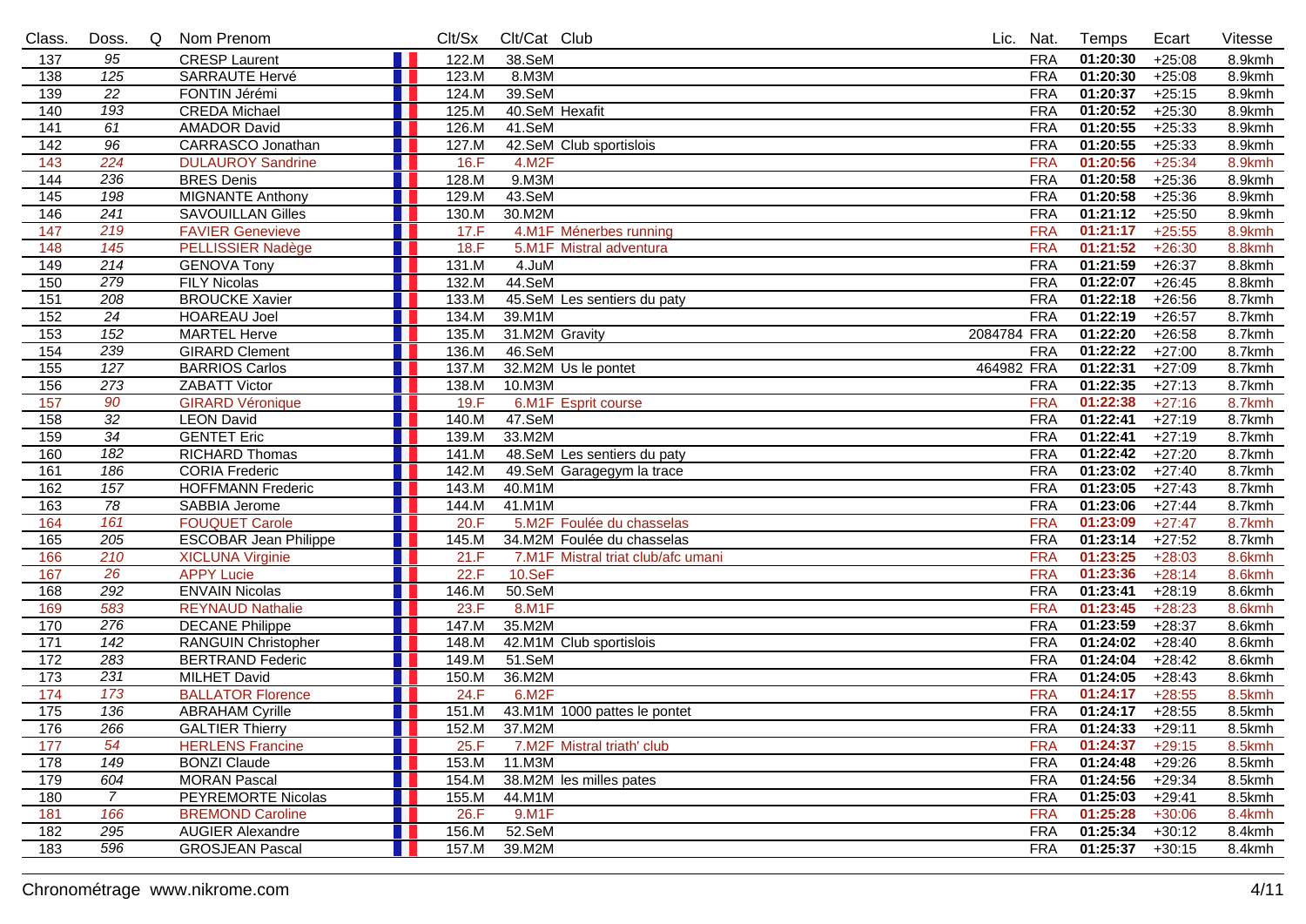| Class. | Doss. | Q | Nom Prenom | | Clt/Sx | Clt/Cat | Club | Lic. | Nat. | Temps | Ecart | Vitesse |
|---|---|---|---|---|---|---|---|---|---|---|---|---|
| 137 | 95 | | CRESP Laurent | | 122.M | 38.SeM | | | FRA | 01:20:30 | +25:08 | 8.9kmh |
| 138 | 125 | | SARRAUTE Hervé | | 123.M | 8.M3M | | | FRA | 01:20:30 | +25:08 | 8.9kmh |
| 139 | 22 | | FONTIN Jérémi | | 124.M | 39.SeM | | | FRA | 01:20:37 | +25:15 | 8.9kmh |
| 140 | 193 | | CREDA Michael | | 125.M | 40.SeM | Hexafit | | FRA | 01:20:52 | +25:30 | 8.9kmh |
| 141 | 61 | | AMADOR David | | 126.M | 41.SeM | | | FRA | 01:20:55 | +25:33 | 8.9kmh |
| 142 | 96 | | CARRASCO Jonathan | | 127.M | 42.SeM | Club sportislois | | FRA | 01:20:55 | +25:33 | 8.9kmh |
| 143 | 224 | | DULAUROY Sandrine | | 16.F | 4.M2F | | | FRA | 01:20:56 | +25:34 | 8.9kmh |
| 144 | 236 | | BRES Denis | | 128.M | 9.M3M | | | FRA | 01:20:58 | +25:36 | 8.9kmh |
| 145 | 198 | | MIGNANTE Anthony | | 129.M | 43.SeM | | | FRA | 01:20:58 | +25:36 | 8.9kmh |
| 146 | 241 | | SAVOUILLAN Gilles | | 130.M | 30.M2M | | | FRA | 01:21:12 | +25:50 | 8.9kmh |
| 147 | 219 | | FAVIER Genevieve | | 17.F | 4.M1F | Ménerbes running | | FRA | 01:21:17 | +25:55 | 8.9kmh |
| 148 | 145 | | PELLISSIER Nadège | | 18.F | 5.M1F | Mistral adventura | | FRA | 01:21:52 | +26:30 | 8.8kmh |
| 149 | 214 | | GENOVA Tony | | 131.M | 4.JuM | | | FRA | 01:21:59 | +26:37 | 8.8kmh |
| 150 | 279 | | FILY Nicolas | | 132.M | 44.SeM | | | FRA | 01:22:07 | +26:45 | 8.8kmh |
| 151 | 208 | | BROUCKE Xavier | | 133.M | 45.SeM | Les sentiers du paty | | FRA | 01:22:18 | +26:56 | 8.7kmh |
| 152 | 24 | | HOAREAU Joel | | 134.M | 39.M1M | | | FRA | 01:22:19 | +26:57 | 8.7kmh |
| 153 | 152 | | MARTEL Herve | | 135.M | 31.M2M | Gravity | 2084784 | FRA | 01:22:20 | +26:58 | 8.7kmh |
| 154 | 239 | | GIRARD Clement | | 136.M | 46.SeM | | | FRA | 01:22:22 | +27:00 | 8.7kmh |
| 155 | 127 | | BARRIOS Carlos | | 137.M | 32.M2M | Us le pontet | 464982 | FRA | 01:22:31 | +27:09 | 8.7kmh |
| 156 | 273 | | ZABATT Victor | | 138.M | 10.M3M | | | FRA | 01:22:35 | +27:13 | 8.7kmh |
| 157 | 90 | | GIRARD Véronique | | 19.F | 6.M1F | Esprit course | | FRA | 01:22:38 | +27:16 | 8.7kmh |
| 158 | 32 | | LEON David | | 140.M | 47.SeM | | | FRA | 01:22:41 | +27:19 | 8.7kmh |
| 159 | 34 | | GENTET Eric | | 139.M | 33.M2M | | | FRA | 01:22:41 | +27:19 | 8.7kmh |
| 160 | 182 | | RICHARD Thomas | | 141.M | 48.SeM | Les sentiers du paty | | FRA | 01:22:42 | +27:20 | 8.7kmh |
| 161 | 186 | | CORIA Frederic | | 142.M | 49.SeM | Garagegym la trace | | FRA | 01:23:02 | +27:40 | 8.7kmh |
| 162 | 157 | | HOFFMANN Frederic | | 143.M | 40.M1M | | | FRA | 01:23:05 | +27:43 | 8.7kmh |
| 163 | 78 | | SABBIA Jerome | | 144.M | 41.M1M | | | FRA | 01:23:06 | +27:44 | 8.7kmh |
| 164 | 161 | | FOUQUET Carole | | 20.F | 5.M2F | Foulée du chasselas | | FRA | 01:23:09 | +27:47 | 8.7kmh |
| 165 | 205 | | ESCOBAR Jean Philippe | | 145.M | 34.M2M | Foulée du chasselas | | FRA | 01:23:14 | +27:52 | 8.7kmh |
| 166 | 210 | | XICLUNA Virginie | | 21.F | 7.M1F | Mistral triat club/afc umani | | FRA | 01:23:25 | +28:03 | 8.6kmh |
| 167 | 26 | | APPY Lucie | | 22.F | 10.SeF | | | FRA | 01:23:36 | +28:14 | 8.6kmh |
| 168 | 292 | | ENVAIN Nicolas | | 146.M | 50.SeM | | | FRA | 01:23:41 | +28:19 | 8.6kmh |
| 169 | 583 | | REYNAUD Nathalie | | 23.F | 8.M1F | | | FRA | 01:23:45 | +28:23 | 8.6kmh |
| 170 | 276 | | DECANE Philippe | | 147.M | 35.M2M | | | FRA | 01:23:59 | +28:37 | 8.6kmh |
| 171 | 142 | | RANGUIN Christopher | | 148.M | 42.M1M | Club sportislois | | FRA | 01:24:02 | +28:40 | 8.6kmh |
| 172 | 283 | | BERTRAND Federic | | 149.M | 51.SeM | | | FRA | 01:24:04 | +28:42 | 8.6kmh |
| 173 | 231 | | MILHET David | | 150.M | 36.M2M | | | FRA | 01:24:05 | +28:43 | 8.6kmh |
| 174 | 173 | | BALLATOR Florence | | 24.F | 6.M2F | | | FRA | 01:24:17 | +28:55 | 8.5kmh |
| 175 | 136 | | ABRAHAM Cyrille | | 151.M | 43.M1M | 1000 pattes le pontet | | FRA | 01:24:17 | +28:55 | 8.5kmh |
| 176 | 266 | | GALTIER Thierry | | 152.M | 37.M2M | | | FRA | 01:24:33 | +29:11 | 8.5kmh |
| 177 | 54 | | HERLENS Francine | | 25.F | 7.M2F | Mistral triath' club | | FRA | 01:24:37 | +29:15 | 8.5kmh |
| 178 | 149 | | BONZI Claude | | 153.M | 11.M3M | | | FRA | 01:24:48 | +29:26 | 8.5kmh |
| 179 | 604 | | MORAN Pascal | | 154.M | 38.M2M | les milles pates | | FRA | 01:24:56 | +29:34 | 8.5kmh |
| 180 | 7 | | PEYREMORTE Nicolas | | 155.M | 44.M1M | | | FRA | 01:25:03 | +29:41 | 8.5kmh |
| 181 | 166 | | BREMOND Caroline | | 26.F | 9.M1F | | | FRA | 01:25:28 | +30:06 | 8.4kmh |
| 182 | 295 | | AUGIER Alexandre | | 156.M | 52.SeM | | | FRA | 01:25:34 | +30:12 | 8.4kmh |
| 183 | 596 | | GROSJEAN Pascal | | 157.M | 39.M2M | | | FRA | 01:25:37 | +30:15 | 8.4kmh |

Chronométrage www.nikrome.com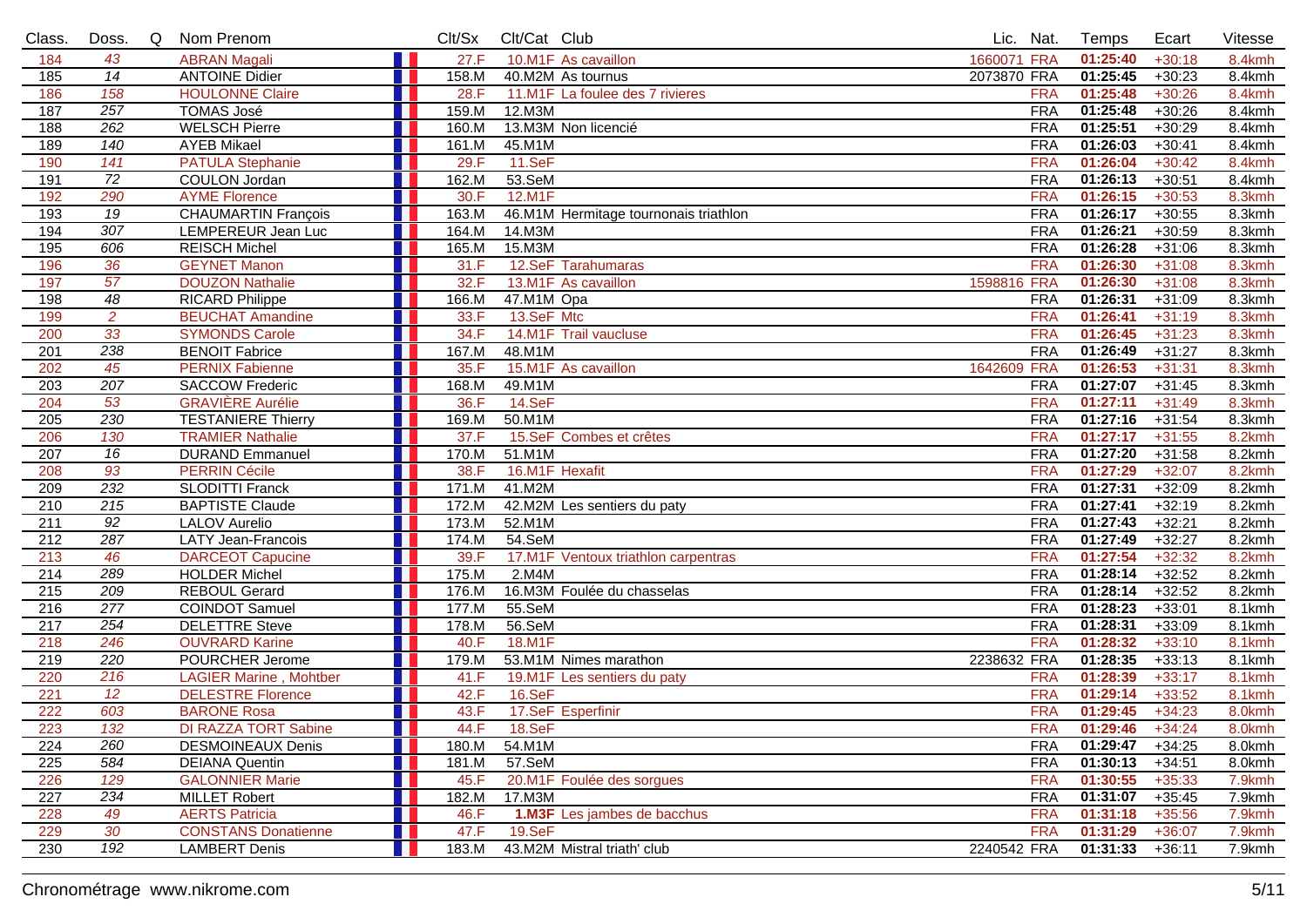| Class. | Doss. | Q | Nom Prenom | Clt/Sx | Clt/Cat | Club | Lic. | Nat. | Temps | Ecart | Vitesse |
|---|---|---|---|---|---|---|---|---|---|---|---|
| 184 | 43 | | ABRAN Magali | 27.F | 10.M1F | As cavaillon | 1660071 | FRA | 01:25:40 | +30:18 | 8.4kmh |
| 185 | 14 | | ANTOINE Didier | 158.M | 40.M2M | As tournus | 2073870 | FRA | 01:25:45 | +30:23 | 8.4kmh |
| 186 | 158 | | HOULONNE Claire | 28.F | 11.M1F | La foulee des 7 rivieres | | FRA | 01:25:48 | +30:26 | 8.4kmh |
| 187 | 257 | | TOMAS José | 159.M | 12.M3M | | | FRA | 01:25:48 | +30:26 | 8.4kmh |
| 188 | 262 | | WELSCH Pierre | 160.M | 13.M3M | Non licencié | | FRA | 01:25:51 | +30:29 | 8.4kmh |
| 189 | 140 | | AYEB Mikael | 161.M | 45.M1M | | | FRA | 01:26:03 | +30:41 | 8.4kmh |
| 190 | 141 | | PATULA Stephanie | 29.F | 11.SeF | | | FRA | 01:26:04 | +30:42 | 8.4kmh |
| 191 | 72 | | COULON Jordan | 162.M | 53.SeM | | | FRA | 01:26:13 | +30:51 | 8.4kmh |
| 192 | 290 | | AYME Florence | 30.F | 12.M1F | | | FRA | 01:26:15 | +30:53 | 8.3kmh |
| 193 | 19 | | CHAUMARTIN François | 163.M | 46.M1M | Hermitage tournonais triathlon | | FRA | 01:26:17 | +30:55 | 8.3kmh |
| 194 | 307 | | LEMPEREUR Jean Luc | 164.M | 14.M3M | | | FRA | 01:26:21 | +30:59 | 8.3kmh |
| 195 | 606 | | REISCH Michel | 165.M | 15.M3M | | | FRA | 01:26:28 | +31:06 | 8.3kmh |
| 196 | 36 | | GEYNET Manon | 31.F | 12.SeF | Tarahumaras | | FRA | 01:26:30 | +31:08 | 8.3kmh |
| 197 | 57 | | DOUZON Nathalie | 32.F | 13.M1F | As cavaillon | 1598816 | FRA | 01:26:30 | +31:08 | 8.3kmh |
| 198 | 48 | | RICARD Philippe | 166.M | 47.M1M | Opa | | FRA | 01:26:31 | +31:09 | 8.3kmh |
| 199 | 2 | | BEUCHAT Amandine | 33.F | 13.SeF | Mtc | | FRA | 01:26:41 | +31:19 | 8.3kmh |
| 200 | 33 | | SYMONDS Carole | 34.F | 14.M1F | Trail vaucluse | | FRA | 01:26:45 | +31:23 | 8.3kmh |
| 201 | 238 | | BENOIT Fabrice | 167.M | 48.M1M | | | FRA | 01:26:49 | +31:27 | 8.3kmh |
| 202 | 45 | | PERNIX Fabienne | 35.F | 15.M1F | As cavaillon | 1642609 | FRA | 01:26:53 | +31:31 | 8.3kmh |
| 203 | 207 | | SACCOW Frederic | 168.M | 49.M1M | | | FRA | 01:27:07 | +31:45 | 8.3kmh |
| 204 | 53 | | GRAVIÈRE Aurélie | 36.F | 14.SeF | | | FRA | 01:27:11 | +31:49 | 8.3kmh |
| 205 | 230 | | TESTANIERE Thierry | 169.M | 50.M1M | | | FRA | 01:27:16 | +31:54 | 8.3kmh |
| 206 | 130 | | TRAMIER Nathalie | 37.F | 15.SeF | Combes et crêtes | | FRA | 01:27:17 | +31:55 | 8.2kmh |
| 207 | 16 | | DURAND Emmanuel | 170.M | 51.M1M | | | FRA | 01:27:20 | +31:58 | 8.2kmh |
| 208 | 93 | | PERRIN Cécile | 38.F | 16.M1F | Hexafit | | FRA | 01:27:29 | +32:07 | 8.2kmh |
| 209 | 232 | | SLODITTI Franck | 171.M | 41.M2M | | | FRA | 01:27:31 | +32:09 | 8.2kmh |
| 210 | 215 | | BAPTISTE Claude | 172.M | 42.M2M | Les sentiers du paty | | FRA | 01:27:41 | +32:19 | 8.2kmh |
| 211 | 92 | | LALOV Aurelio | 173.M | 52.M1M | | | FRA | 01:27:43 | +32:21 | 8.2kmh |
| 212 | 287 | | LATY Jean-Francois | 174.M | 54.SeM | | | FRA | 01:27:49 | +32:27 | 8.2kmh |
| 213 | 46 | | DARCEOT Capucine | 39.F | 17.M1F | Ventoux triathlon carpentras | | FRA | 01:27:54 | +32:32 | 8.2kmh |
| 214 | 289 | | HOLDER Michel | 175.M | 2.M4M | | | FRA | 01:28:14 | +32:52 | 8.2kmh |
| 215 | 209 | | REBOUL Gerard | 176.M | 16.M3M | Foulée du chasselas | | FRA | 01:28:14 | +32:52 | 8.2kmh |
| 216 | 277 | | COINDOT Samuel | 177.M | 55.SeM | | | FRA | 01:28:23 | +33:01 | 8.1kmh |
| 217 | 254 | | DELETTRE Steve | 178.M | 56.SeM | | | FRA | 01:28:31 | +33:09 | 8.1kmh |
| 218 | 246 | | OUVRARD Karine | 40.F | 18.M1F | | | FRA | 01:28:32 | +33:10 | 8.1kmh |
| 219 | 220 | | POURCHER Jerome | 179.M | 53.M1M | Nimes marathon | 2238632 | FRA | 01:28:35 | +33:13 | 8.1kmh |
| 220 | 216 | | LAGIER Marine , Mohtber | 41.F | 19.M1F | Les sentiers du paty | | FRA | 01:28:39 | +33:17 | 8.1kmh |
| 221 | 12 | | DELESTRE Florence | 42.F | 16.SeF | | | FRA | 01:29:14 | +33:52 | 8.1kmh |
| 222 | 603 | | BARONE Rosa | 43.F | 17.SeF | Esperfinir | | FRA | 01:29:45 | +34:23 | 8.0kmh |
| 223 | 132 | | DI RAZZA TORT Sabine | 44.F | 18.SeF | | | FRA | 01:29:46 | +34:24 | 8.0kmh |
| 224 | 260 | | DESMOINEAUX Denis | 180.M | 54.M1M | | | FRA | 01:29:47 | +34:25 | 8.0kmh |
| 225 | 584 | | DEIANA Quentin | 181.M | 57.SeM | | | FRA | 01:30:13 | +34:51 | 8.0kmh |
| 226 | 129 | | GALONNIER Marie | 45.F | 20.M1F | Foulée des sorgues | | FRA | 01:30:55 | +35:33 | 7.9kmh |
| 227 | 234 | | MILLET Robert | 182.M | 17.M3M | | | FRA | 01:31:07 | +35:45 | 7.9kmh |
| 228 | 49 | | AERTS Patricia | 46.F | **1.M3F** | Les jambes de bacchus | | FRA | 01:31:18 | +35:56 | 7.9kmh |
| 229 | 30 | | CONSTANS Donatienne | 47.F | 19.SeF | | | FRA | 01:31:29 | +36:07 | 7.9kmh |
| 230 | 192 | | LAMBERT Denis | 183.M | 43.M2M | Mistral triath' club | 2240542 | FRA | 01:31:33 | +36:11 | 7.9kmh |

Chronométrage www.nikrome.com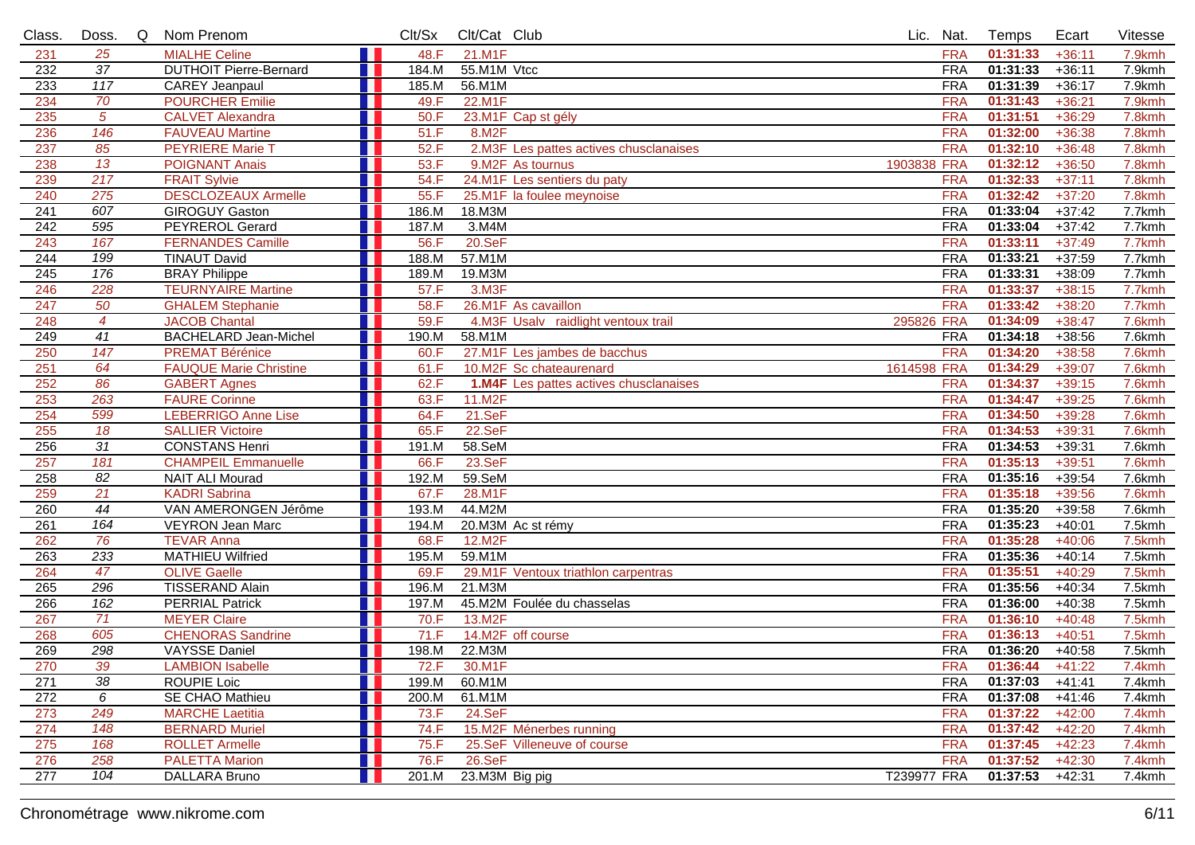| Class. | Doss. | Q | Nom Prenom | Clt/Sx | Clt/Cat | Club | Lic. | Nat. | Temps | Ecart | Vitesse |
|---|---|---|---|---|---|---|---|---|---|---|---|
| 231 | 25 | | MIALHE Celine | 48.F | 21.M1F | | | FRA | **01:31:33** | +36:11 | 7.9kmh |
| 232 | 37 | | DUTHOIT Pierre-Bernard | 184.M | 55.M1M | Vtcc | | FRA | **01:31:33** | +36:11 | 7.9kmh |
| 233 | 117 | | CAREY Jeanpaul | 185.M | 56.M1M | | | FRA | **01:31:39** | +36:17 | 7.9kmh |
| 234 | 70 | | POURCHER Emilie | 49.F | 22.M1F | | | FRA | **01:31:43** | +36:21 | 7.9kmh |
| 235 | 5 | | CALVET Alexandra | 50.F | 23.M1F | Cap st gély | | FRA | **01:31:51** | +36:29 | 7.8kmh |
| 236 | 146 | | FAUVEAU Martine | 51.F | 8.M2F | | | FRA | **01:32:00** | +36:38 | 7.8kmh |
| 237 | 85 | | PEYRIERE Marie T | 52.F | 2.M3F | Les pattes actives chusclanaises | | FRA | **01:32:10** | +36:48 | 7.8kmh |
| 238 | 13 | | POIGNANT Anais | 53.F | 9.M2F | As tournus | 1903838 | FRA | **01:32:12** | +36:50 | 7.8kmh |
| 239 | 217 | | FRAIT Sylvie | 54.F | 24.M1F | Les sentiers du paty | | FRA | **01:32:33** | +37:11 | 7.8kmh |
| 240 | 275 | | DESCLOZEAUX Armelle | 55.F | 25.M1F | la foulee meynoise | | FRA | **01:32:42** | +37:20 | 7.8kmh |
| 241 | 607 | | GIROGUY Gaston | 186.M | 18.M3M | | | FRA | **01:33:04** | +37:42 | 7.7kmh |
| 242 | 595 | | PEYREROL Gerard | 187.M | 3.M4M | | | FRA | **01:33:04** | +37:42 | 7.7kmh |
| 243 | 167 | | FERNANDES Camille | 56.F | 20.SeF | | | FRA | **01:33:11** | +37:49 | 7.7kmh |
| 244 | 199 | | TINAUT David | 188.M | 57.M1M | | | FRA | **01:33:21** | +37:59 | 7.7kmh |
| 245 | 176 | | BRAY Philippe | 189.M | 19.M3M | | | FRA | **01:33:31** | +38:09 | 7.7kmh |
| 246 | 228 | | TEURNYAIRE Martine | 57.F | 3.M3F | | | FRA | **01:33:37** | +38:15 | 7.7kmh |
| 247 | 50 | | GHALEM Stephanie | 58.F | 26.M1F | As cavaillon | | FRA | **01:33:42** | +38:20 | 7.7kmh |
| 248 | 4 | | JACOB Chantal | 59.F | 4.M3F | Usalv raidlight ventoux trail | 295826 | FRA | **01:34:09** | +38:47 | 7.6kmh |
| 249 | 41 | | BACHELARD Jean-Michel | 190.M | 58.M1M | | | FRA | **01:34:18** | +38:56 | 7.6kmh |
| 250 | 147 | | PREMAT Bérénice | 60.F | 27.M1F | Les jambes de bacchus | | FRA | **01:34:20** | +38:58 | 7.6kmh |
| 251 | 64 | | FAUQUE Marie Christine | 61.F | 10.M2F | Sc chateaurenard | 1614598 | FRA | **01:34:29** | +39:07 | 7.6kmh |
| 252 | 86 | | GABERT Agnes | 62.F | **1.M4F** | Les pattes actives chusclanaises | | FRA | **01:34:37** | +39:15 | 7.6kmh |
| 253 | 263 | | FAURE Corinne | 63.F | 11.M2F | | | FRA | **01:34:47** | +39:25 | 7.6kmh |
| 254 | 599 | | LEBERRIGO Anne Lise | 64.F | 21.SeF | | | FRA | **01:34:50** | +39:28 | 7.6kmh |
| 255 | 18 | | SALLIER Victoire | 65.F | 22.SeF | | | FRA | **01:34:53** | +39:31 | 7.6kmh |
| 256 | 31 | | CONSTANS Henri | 191.M | 58.SeM | | | FRA | **01:34:53** | +39:31 | 7.6kmh |
| 257 | 181 | | CHAMPEIL Emmanuelle | 66.F | 23.SeF | | | FRA | **01:35:13** | +39:51 | 7.6kmh |
| 258 | 82 | | NAIT ALI Mourad | 192.M | 59.SeM | | | FRA | **01:35:16** | +39:54 | 7.6kmh |
| 259 | 21 | | KADRI Sabrina | 67.F | 28.M1F | | | FRA | **01:35:18** | +39:56 | 7.6kmh |
| 260 | 44 | | VAN AMERONGEN Jérôme | 193.M | 44.M2M | | | FRA | **01:35:20** | +39:58 | 7.6kmh |
| 261 | 164 | | VEYRON Jean Marc | 194.M | 20.M3M | Ac st rémy | | FRA | **01:35:23** | +40:01 | 7.5kmh |
| 262 | 76 | | TEVAR Anna | 68.F | 12.M2F | | | FRA | **01:35:28** | +40:06 | 7.5kmh |
| 263 | 233 | | MATHIEU Wilfried | 195.M | 59.M1M | | | FRA | **01:35:36** | +40:14 | 7.5kmh |
| 264 | 47 | | OLIVE Gaelle | 69.F | 29.M1F | Ventoux triathlon carpentras | | FRA | **01:35:51** | +40:29 | 7.5kmh |
| 265 | 296 | | TISSERAND Alain | 196.M | 21.M3M | | | FRA | **01:35:56** | +40:34 | 7.5kmh |
| 266 | 162 | | PERRIAL Patrick | 197.M | 45.M2M | Foulée du chasselas | | FRA | **01:36:00** | +40:38 | 7.5kmh |
| 267 | 71 | | MEYER Claire | 70.F | 13.M2F | | | FRA | **01:36:10** | +40:48 | 7.5kmh |
| 268 | 605 | | CHENORAS Sandrine | 71.F | 14.M2F | off course | | FRA | **01:36:13** | +40:51 | 7.5kmh |
| 269 | 298 | | VAYSSE Daniel | 198.M | 22.M3M | | | FRA | **01:36:20** | +40:58 | 7.5kmh |
| 270 | 39 | | LAMBION Isabelle | 72.F | 30.M1F | | | FRA | **01:36:44** | +41:22 | 7.4kmh |
| 271 | 38 | | ROUPIE Loic | 199.M | 60.M1M | | | FRA | **01:37:03** | +41:41 | 7.4kmh |
| 272 | 6 | | SE CHAO Mathieu | 200.M | 61.M1M | | | FRA | **01:37:08** | +41:46 | 7.4kmh |
| 273 | 249 | | MARCHE Laetitia | 73.F | 24.SeF | | | FRA | **01:37:22** | +42:00 | 7.4kmh |
| 274 | 148 | | BERNARD Muriel | 74.F | 15.M2F | Ménerbes running | | FRA | **01:37:42** | +42:20 | 7.4kmh |
| 275 | 168 | | ROLLET Armelle | 75.F | 25.SeF | Villeneuve of course | | FRA | **01:37:45** | +42:23 | 7.4kmh |
| 276 | 258 | | PALETTA Marion | 76.F | 26.SeF | | | FRA | **01:37:52** | +42:30 | 7.4kmh |
| 277 | 104 | | DALLARA Bruno | 201.M | 23.M3M | Big pig | T239977 | FRA | **01:37:53** | +42:31 | 7.4kmh |

Chronométrage www.nikrome.com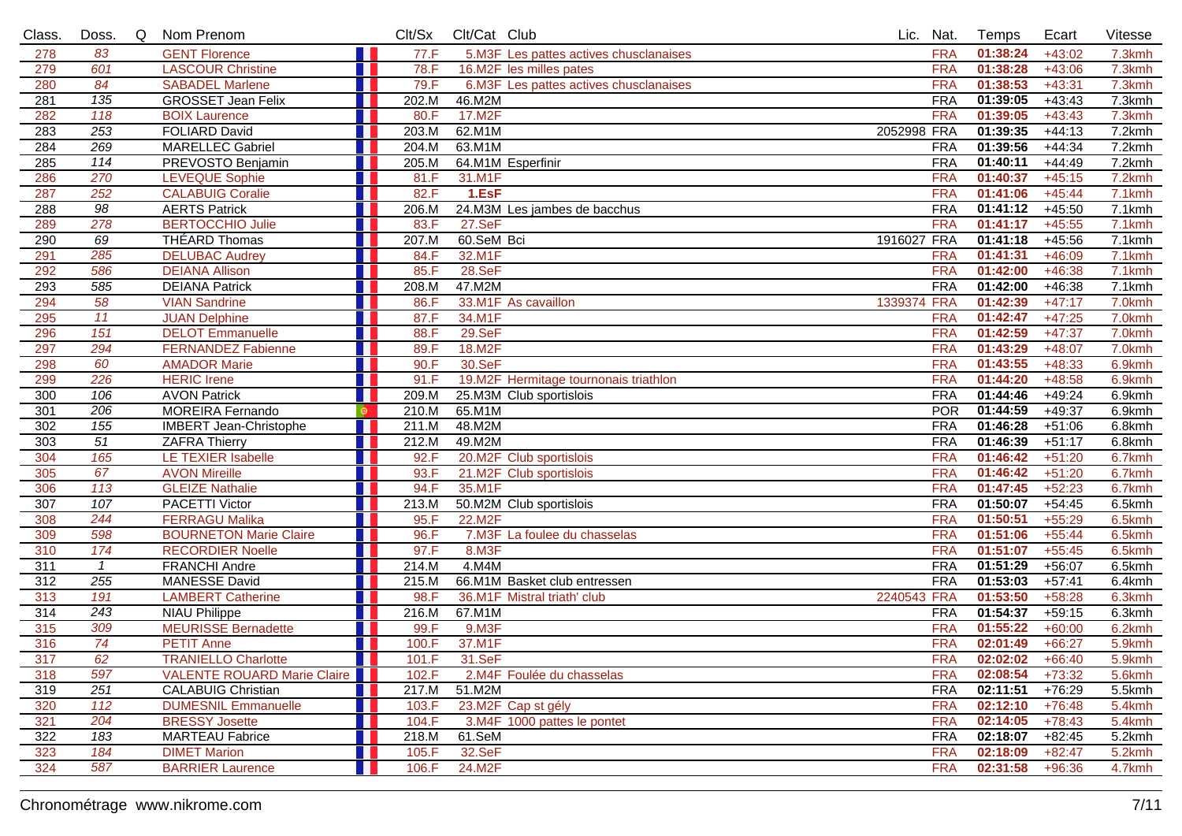| Class. | Doss. | Q | Nom Prenom | | Clt/Sx | Clt/Cat | Club | Lic. | Nat. | Temps | Ecart | Vitesse |
|---|---|---|---|---|---|---|---|---|---|---|---|---|
| 278 | 83 | | GENT Florence | | 77.F | 5.M3F | Les pattes actives chusclanaises | | FRA | 01:38:24 | +43:02 | 7.3kmh |
| 279 | 601 | | LASCOUR Christine | | 78.F | 16.M2F | les milles pates | | FRA | 01:38:28 | +43:06 | 7.3kmh |
| 280 | 84 | | SABADEL Marlene | | 79.F | 6.M3F | Les pattes actives chusclanaises | | FRA | 01:38:53 | +43:31 | 7.3kmh |
| 281 | 135 | | GROSSET Jean Felix | | 202.M | 46.M2M | | | FRA | 01:39:05 | +43:43 | 7.3kmh |
| 282 | 118 | | BOIX Laurence | | 80.F | 17.M2F | | | FRA | 01:39:05 | +43:43 | 7.3kmh |
| 283 | 253 | | FOLIARD David | | 203.M | 62.M1M | | 2052998 | FRA | 01:39:35 | +44:13 | 7.2kmh |
| 284 | 269 | | MARELLEC Gabriel | | 204.M | 63.M1M | | | FRA | 01:39:56 | +44:34 | 7.2kmh |
| 285 | 114 | | PREVOSTO Benjamin | | 205.M | 64.M1M | Esperfinir | | FRA | 01:40:11 | +44:49 | 7.2kmh |
| 286 | 270 | | LEVEQUE Sophie | | 81.F | 31.M1F | | | FRA | 01:40:37 | +45:15 | 7.2kmh |
| 287 | 252 | | CALABUIG Coralie | | 82.F | 1.EsF | | | FRA | 01:41:06 | +45:44 | 7.1kmh |
| 288 | 98 | | AERTS Patrick | | 206.M | 24.M3M | Les jambes de bacchus | | FRA | 01:41:12 | +45:50 | 7.1kmh |
| 289 | 278 | | BERTOCCHIO Julie | | 83.F | 27.SeF | | | FRA | 01:41:17 | +45:55 | 7.1kmh |
| 290 | 69 | | THÉARD Thomas | | 207.M | 60.SeM | Bci | 1916027 | FRA | 01:41:18 | +45:56 | 7.1kmh |
| 291 | 285 | | DELUBAC Audrey | | 84.F | 32.M1F | | | FRA | 01:41:31 | +46:09 | 7.1kmh |
| 292 | 586 | | DEIANA Allison | | 85.F | 28.SeF | | | FRA | 01:42:00 | +46:38 | 7.1kmh |
| 293 | 585 | | DEIANA Patrick | | 208.M | 47.M2M | | | FRA | 01:42:00 | +46:38 | 7.1kmh |
| 294 | 58 | | VIAN Sandrine | | 86.F | 33.M1F | As cavaillon | 1339374 | FRA | 01:42:39 | +47:17 | 7.0kmh |
| 295 | 11 | | JUAN Delphine | | 87.F | 34.M1F | | | FRA | 01:42:47 | +47:25 | 7.0kmh |
| 296 | 151 | | DELOT Emmanuelle | | 88.F | 29.SeF | | | FRA | 01:42:59 | +47:37 | 7.0kmh |
| 297 | 294 | | FERNANDEZ Fabienne | | 89.F | 18.M2F | | | FRA | 01:43:29 | +48:07 | 7.0kmh |
| 298 | 60 | | AMADOR Marie | | 90.F | 30.SeF | | | FRA | 01:43:55 | +48:33 | 6.9kmh |
| 299 | 226 | | HERIC Irene | | 91.F | 19.M2F | Hermitage tournonais triathlon | | FRA | 01:44:20 | +48:58 | 6.9kmh |
| 300 | 106 | | AVON Patrick | | 209.M | 25.M3M | Club sportislois | | FRA | 01:44:46 | +49:24 | 6.9kmh |
| 301 | 206 | | MOREIRA Fernando | | 210.M | 65.M1M | | | POR | 01:44:59 | +49:37 | 6.9kmh |
| 302 | 155 | | IMBERT Jean-Christophe | | 211.M | 48.M2M | | | FRA | 01:46:28 | +51:06 | 6.8kmh |
| 303 | 51 | | ZAFRA Thierry | | 212.M | 49.M2M | | | FRA | 01:46:39 | +51:17 | 6.8kmh |
| 304 | 165 | | LE TEXIER Isabelle | | 92.F | 20.M2F | Club sportislois | | FRA | 01:46:42 | +51:20 | 6.7kmh |
| 305 | 67 | | AVON Mireille | | 93.F | 21.M2F | Club sportislois | | FRA | 01:46:42 | +51:20 | 6.7kmh |
| 306 | 113 | | GLEIZE Nathalie | | 94.F | 35.M1F | | | FRA | 01:47:45 | +52:23 | 6.7kmh |
| 307 | 107 | | PACETTI Victor | | 213.M | 50.M2M | Club sportislois | | FRA | 01:50:07 | +54:45 | 6.5kmh |
| 308 | 244 | | FERRAGU Malika | | 95.F | 22.M2F | | | FRA | 01:50:51 | +55:29 | 6.5kmh |
| 309 | 598 | | BOURNETON Marie Claire | | 96.F | 7.M3F | La foulee du chasselas | | FRA | 01:51:06 | +55:44 | 6.5kmh |
| 310 | 174 | | RECORDIER Noelle | | 97.F | 8.M3F | | | FRA | 01:51:07 | +55:45 | 6.5kmh |
| 311 | 1 | | FRANCHI Andre | | 214.M | 4.M4M | | | FRA | 01:51:29 | +56:07 | 6.5kmh |
| 312 | 255 | | MANESSE David | | 215.M | 66.M1M | Basket club entressen | | FRA | 01:53:03 | +57:41 | 6.4kmh |
| 313 | 191 | | LAMBERT Catherine | | 98.F | 36.M1F | Mistral triath' club | 2240543 | FRA | 01:53:50 | +58:28 | 6.3kmh |
| 314 | 243 | | NIAU Philippe | | 216.M | 67.M1M | | | FRA | 01:54:37 | +59:15 | 6.3kmh |
| 315 | 309 | | MEURISSE Bernadette | | 99.F | 9.M3F | | | FRA | 01:55:22 | +60:00 | 6.2kmh |
| 316 | 74 | | PETIT Anne | | 100.F | 37.M1F | | | FRA | 02:01:49 | +66:27 | 5.9kmh |
| 317 | 62 | | TRANIELLO Charlotte | | 101.F | 31.SeF | | | FRA | 02:02:02 | +66:40 | 5.9kmh |
| 318 | 597 | | VALENTE ROUARD Marie Claire | | 102.F | 2.M4F | Foulée du chasselas | | FRA | 02:08:54 | +73:32 | 5.6kmh |
| 319 | 251 | | CALABUIG Christian | | 217.M | 51.M2M | | | FRA | 02:11:51 | +76:29 | 5.5kmh |
| 320 | 112 | | DUMESNIL Emmanuelle | | 103.F | 23.M2F | Cap st gély | | FRA | 02:12:10 | +76:48 | 5.4kmh |
| 321 | 204 | | BRESSY Josette | | 104.F | 3.M4F | 1000 pattes le pontet | | FRA | 02:14:05 | +78:43 | 5.4kmh |
| 322 | 183 | | MARTEAU Fabrice | | 218.M | 61.SeM | | | FRA | 02:18:07 | +82:45 | 5.2kmh |
| 323 | 184 | | DIMET Marion | | 105.F | 32.SeF | | | FRA | 02:18:09 | +82:47 | 5.2kmh |
| 324 | 587 | | BARRIER Laurence | | 106.F | 24.M2F | | | FRA | 02:31:58 | +96:36 | 4.7kmh |

Chronométrage www.nikrome.com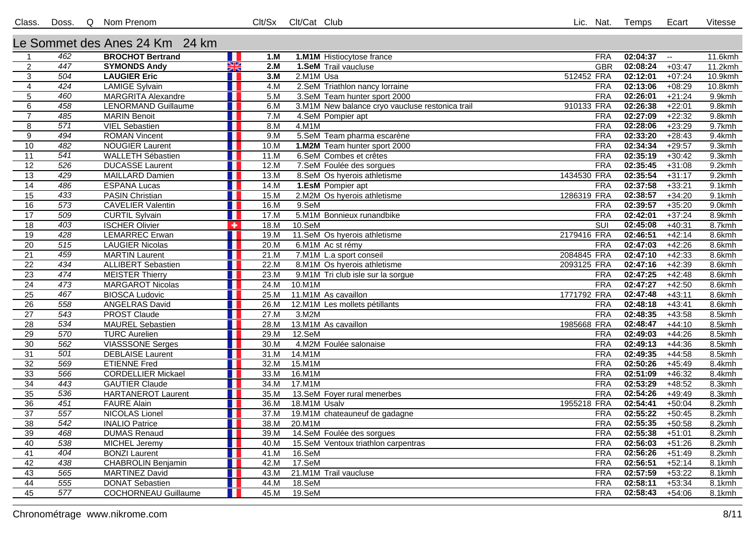| Class. | Doss. | Q | Nom Prenom | | Clt/Sx | Clt/Cat | Club | Lic. | Nat. | Temps | Ecart | Vitesse |
|---|---|---|---|---|---|---|---|---|---|---|---|---|

## Le Sommet des Anes 24 Km 24 km

| Class. | Doss. | Q | Nom Prenom | | Clt/Sx | Clt/Cat | Club | Lic. | Nat. | Temps | Ecart | Vitesse |
|---|---|---|---|---|---|---|---|---|---|---|---|---|
| 1 | 462 | | **BROCHOT Bertrand** | | **1.M** | **1.M1M** | Histiocytose france | | FRA | **02:04:37** | -- | 11.6kmh |
| 2 | 447 | | **SYMONDS Andy** | | **2.M** | **1.SeM** | Trail vaucluse | | GBR | **02:08:24** | +03:47 | 11.2kmh |
| 3 | 504 | | **LAUGIER Eric** | | **3.M** | 2.M1M | Usa | 512452 | FRA | **02:12:01** | +07:24 | 10.9kmh |
| 4 | 424 | | LAMIGE Sylvain | | 4.M | 2.SeM | Triathlon nancy lorraine | | FRA | **02:13:06** | +08:29 | 10.8kmh |
| 5 | 460 | | MARGRITA Alexandre | | 5.M | 3.SeM | Team hunter sport 2000 | | FRA | **02:26:01** | +21:24 | 9.9kmh |
| 6 | 458 | | LENORMAND Guillaume | | 6.M | 3.M1M | New balance cryo vaucluse restonica trail | 910133 | FRA | **02:26:38** | +22:01 | 9.8kmh |
| 7 | 485 | | MARIN Benoit | | 7.M | 4.SeM | Pompier apt | | FRA | **02:27:09** | +22:32 | 9.8kmh |
| 8 | 571 | | VIEL Sebastien | | 8.M | 4.M1M | | | FRA | **02:28:06** | +23:29 | 9.7kmh |
| 9 | 494 | | ROMAN Vincent | | 9.M | 5.SeM | Team pharma escarène | | FRA | **02:33:20** | +28:43 | 9.4kmh |
| 10 | 482 | | NOUGIER Laurent | | 10.M | **1.M2M** | Team hunter sport 2000 | | FRA | **02:34:34** | +29:57 | 9.3kmh |
| 11 | 541 | | WALLETH Sébastien | | 11.M | 6.SeM | Combes et crêtes | | FRA | **02:35:19** | +30:42 | 9.3kmh |
| 12 | 526 | | DUCASSE Laurent | | 12.M | 7.SeM | Foulée des sorgues | | FRA | **02:35:45** | +31:08 | 9.2kmh |
| 13 | 429 | | MAILLARD Damien | | 13.M | 8.SeM | Os hyerois athletisme | 1434530 | FRA | **02:35:54** | +31:17 | 9.2kmh |
| 14 | 486 | | ESPANA Lucas | | 14.M | **1.EsM** | Pompier apt | | FRA | **02:37:58** | +33:21 | 9.1kmh |
| 15 | 433 | | PASIN Christian | | 15.M | 2.M2M | Os hyerois athletisme | 1286319 | FRA | **02:38:57** | +34:20 | 9.1kmh |
| 16 | 573 | | CAVELIER Valentin | | 16.M | 9.SeM | | | FRA | **02:39:57** | +35:20 | 9.0kmh |
| 17 | 509 | | CURTIL Sylvain | | 17.M | 5.M1M | Bonnieux runandbike | | FRA | **02:42:01** | +37:24 | 8.9kmh |
| 18 | 403 | | ISCHER Olivier | | 18.M | 10.SeM | | | SUI | **02:45:08** | +40:31 | 8.7kmh |
| 19 | 428 | | LEMARREC Erwan | | 19.M | 11.SeM | Os hyerois athletisme | 2179416 | FRA | **02:46:51** | +42:14 | 8.6kmh |
| 20 | 515 | | LAUGIER Nicolas | | 20.M | 6.M1M | Ac st rémy | | FRA | **02:47:03** | +42:26 | 8.6kmh |
| 21 | 459 | | MARTIN Laurent | | 21.M | 7.M1M | L.a sport conseil | 2084845 | FRA | **02:47:10** | +42:33 | 8.6kmh |
| 22 | 434 | | ALLIBERT Sebastien | | 22.M | 8.M1M | Os hyerois athletisme | 2093125 | FRA | **02:47:16** | +42:39 | 8.6kmh |
| 23 | 474 | | MEISTER Thierry | | 23.M | 9.M1M | Tri club isle sur la sorgue | | FRA | **02:47:25** | +42:48 | 8.6kmh |
| 24 | 473 | | MARGAROT Nicolas | | 24.M | 10.M1M | | | FRA | **02:47:27** | +42:50 | 8.6kmh |
| 25 | 467 | | BIOSCA Ludovic | | 25.M | 11.M1M | As cavaillon | 1771792 | FRA | **02:47:48** | +43:11 | 8.6kmh |
| 26 | 558 | | ANGELRAS David | | 26.M | 12.M1M | Les mollets pétillants | | FRA | **02:48:18** | +43:41 | 8.6kmh |
| 27 | 543 | | PROST Claude | | 27.M | 3.M2M | | | FRA | **02:48:35** | +43:58 | 8.5kmh |
| 28 | 534 | | MAUREL Sebastien | | 28.M | 13.M1M | As cavaillon | 1985668 | FRA | **02:48:47** | +44:10 | 8.5kmh |
| 29 | 570 | | TURC Aurelien | | 29.M | 12.SeM | | | FRA | **02:49:03** | +44:26 | 8.5kmh |
| 30 | 562 | | VIASSSONE Serges | | 30.M | 4.M2M | Foulée salonaise | | FRA | **02:49:13** | +44:36 | 8.5kmh |
| 31 | 501 | | DEBLAISE Laurent | | 31.M | 14.M1M | | | FRA | **02:49:35** | +44:58 | 8.5kmh |
| 32 | 569 | | ETIENNE Fred | | 32.M | 15.M1M | | | FRA | **02:50:26** | +45:49 | 8.4kmh |
| 33 | 566 | | CORDELLIER Mickael | | 33.M | 16.M1M | | | FRA | **02:51:09** | +46:32 | 8.4kmh |
| 34 | 443 | | GAUTIER Claude | | 34.M | 17.M1M | | | FRA | **02:53:29** | +48:52 | 8.3kmh |
| 35 | 536 | | HARTANEROT Laurent | | 35.M | 13.SeM | Foyer rural menerbes | | FRA | **02:54:26** | +49:49 | 8.3kmh |
| 36 | 451 | | FAURE Alain | | 36.M | 18.M1M | Usalv | 1955218 | FRA | **02:54:41** | +50:04 | 8.2kmh |
| 37 | 557 | | NICOLAS Lionel | | 37.M | 19.M1M | chateauneuf de gadagne | | FRA | **02:55:22** | +50:45 | 8.2kmh |
| 38 | 542 | | INALIO Patrice | | 38.M | 20.M1M | | | FRA | **02:55:35** | +50:58 | 8.2kmh |
| 39 | 468 | | DUMAS Renaud | | 39.M | 14.SeM | Foulée des sorgues | | FRA | **02:55:38** | +51:01 | 8.2kmh |
| 40 | 538 | | MICHEL Jeremy | | 40.M | 15.SeM | Ventoux triathlon carpentras | | FRA | **02:56:03** | +51:26 | 8.2kmh |
| 41 | 404 | | BONZI Laurent | | 41.M | 16.SeM | | | FRA | **02:56:26** | +51:49 | 8.2kmh |
| 42 | 438 | | CHABROLIN Benjamin | | 42.M | 17.SeM | | | FRA | **02:56:51** | +52:14 | 8.1kmh |
| 43 | 565 | | MARTINEZ David | | 43.M | 21.M1M | Trail vaucluse | | FRA | **02:57:59** | +53:22 | 8.1kmh |
| 44 | 555 | | DONAT Sebastien | | 44.M | 18.SeM | | | FRA | **02:58:11** | +53:34 | 8.1kmh |
| 45 | 577 | | COCHORNEAU Guillaume | | 45.M | 19.SeM | | | FRA | **02:58:43** | +54:06 | 8.1kmh |

Chronométrage www.nikrome.com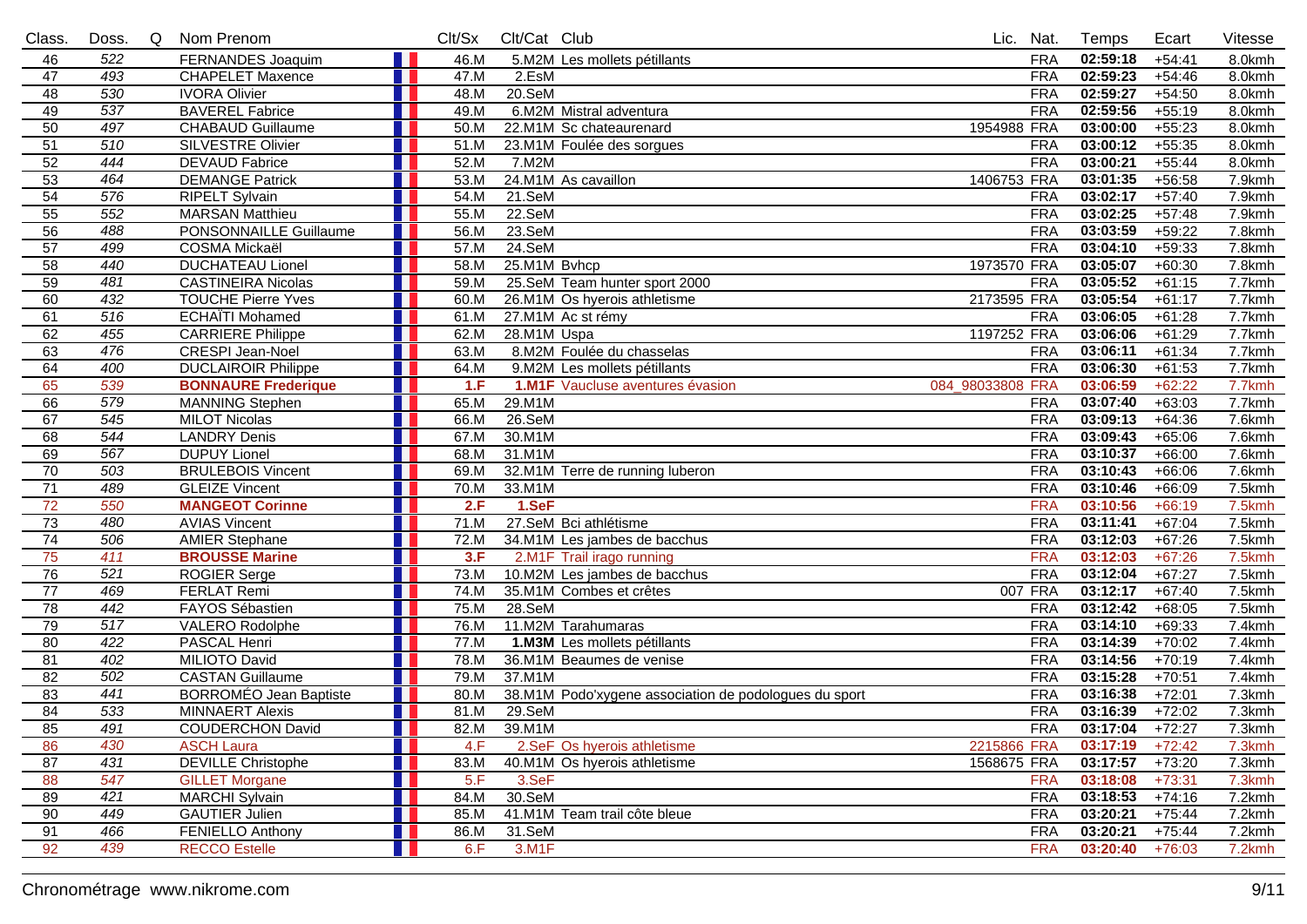| Class. | Doss. | Q | Nom Prenom | | Clt/Sx | Clt/Cat | Club | Lic. | Nat. | Temps | Ecart | Vitesse |
|---|---|---|---|---|---|---|---|---|---|---|---|---|
| 46 | 522 | | FERNANDES Joaquim | | 46.M | 5.M2M | Les mollets pétillants | | FRA | **02:59:18** | +54:41 | 8.0kmh |
| 47 | 493 | | CHAPELET Maxence | | 47.M | 2.EsM | | | FRA | **02:59:23** | +54:46 | 8.0kmh |
| 48 | 530 | | IVORA Olivier | | 48.M | 20.SeM | | | FRA | **02:59:27** | +54:50 | 8.0kmh |
| 49 | 537 | | BAVEREL Fabrice | | 49.M | 6.M2M | Mistral adventura | | FRA | **02:59:56** | +55:19 | 8.0kmh |
| 50 | 497 | | CHABAUD Guillaume | | 50.M | 22.M1M | Sc chateaurenard | 1954988 | FRA | **03:00:00** | +55:23 | 8.0kmh |
| 51 | 510 | | SILVESTRE Olivier | | 51.M | 23.M1M | Foulée des sorgues | | FRA | **03:00:12** | +55:35 | 8.0kmh |
| 52 | 444 | | DEVAUD Fabrice | | 52.M | 7.M2M | | | FRA | **03:00:21** | +55:44 | 8.0kmh |
| 53 | 464 | | DEMANGE Patrick | | 53.M | 24.M1M | As cavaillon | 1406753 | FRA | **03:01:35** | +56:58 | 7.9kmh |
| 54 | 576 | | RIPELT Sylvain | | 54.M | 21.SeM | | | FRA | **03:02:17** | +57:40 | 7.9kmh |
| 55 | 552 | | MARSAN Matthieu | | 55.M | 22.SeM | | | FRA | **03:02:25** | +57:48 | 7.9kmh |
| 56 | 488 | | PONSONNAILLE Guillaume | | 56.M | 23.SeM | | | FRA | **03:03:59** | +59:22 | 7.8kmh |
| 57 | 499 | | COSMA Mickaël | | 57.M | 24.SeM | | | FRA | **03:04:10** | +59:33 | 7.8kmh |
| 58 | 440 | | DUCHATEAU Lionel | | 58.M | 25.M1M | Bvhcp | 1973570 | FRA | **03:05:07** | +60:30 | 7.8kmh |
| 59 | 481 | | CASTINEIRA Nicolas | | 59.M | 25.SeM | Team hunter sport 2000 | | FRA | **03:05:52** | +61:15 | 7.7kmh |
| 60 | 432 | | TOUCHE Pierre Yves | | 60.M | 26.M1M | Os hyerois athletisme | 2173595 | FRA | **03:05:54** | +61:17 | 7.7kmh |
| 61 | 516 | | ECHAÏTI Mohamed | | 61.M | 27.M1M | Ac st rémy | | FRA | **03:06:05** | +61:28 | 7.7kmh |
| 62 | 455 | | CARRIERE Philippe | | 62.M | 28.M1M | Uspa | 1197252 | FRA | **03:06:06** | +61:29 | 7.7kmh |
| 63 | 476 | | CRESPI Jean-Noel | | 63.M | 8.M2M | Foulée du chasselas | | FRA | **03:06:11** | +61:34 | 7.7kmh |
| 64 | 400 | | DUCLAIROIR Philippe | | 64.M | 9.M2M | Les mollets pétillants | | FRA | **03:06:30** | +61:53 | 7.7kmh |
| 65 | 539 | | **BONNAURE Frederique** | | **1.F** | **1.M1F** | Vaucluse aventures évasion | 084_98033808 | FRA | **03:06:59** | +62:22 | 7.7kmh |
| 66 | 579 | | MANNING Stephen | | 65.M | 29.M1M | | | FRA | **03:07:40** | +63:03 | 7.7kmh |
| 67 | 545 | | MILOT Nicolas | | 66.M | 26.SeM | | | FRA | **03:09:13** | +64:36 | 7.6kmh |
| 68 | 544 | | LANDRY Denis | | 67.M | 30.M1M | | | FRA | **03:09:43** | +65:06 | 7.6kmh |
| 69 | 567 | | DUPUY Lionel | | 68.M | 31.M1M | | | FRA | **03:10:37** | +66:00 | 7.6kmh |
| 70 | 503 | | BRULEBOIS Vincent | | 69.M | 32.M1M | Terre de running luberon | | FRA | **03:10:43** | +66:06 | 7.6kmh |
| 71 | 489 | | GLEIZE Vincent | | 70.M | 33.M1M | | | FRA | **03:10:46** | +66:09 | 7.5kmh |
| 72 | 550 | | **MANGEOT Corinne** | | **2.F** | **1.SeF** | | | FRA | **03:10:56** | +66:19 | 7.5kmh |
| 73 | 480 | | AVIAS Vincent | | 71.M | 27.SeM | Bci athlétisme | | FRA | **03:11:41** | +67:04 | 7.5kmh |
| 74 | 506 | | AMIER Stephane | | 72.M | 34.M1M | Les jambes de bacchus | | FRA | **03:12:03** | +67:26 | 7.5kmh |
| 75 | 411 | | **BROUSSE Marine** | | **3.F** | 2.M1F | Trail irago running | | FRA | **03:12:03** | +67:26 | 7.5kmh |
| 76 | 521 | | ROGIER Serge | | 73.M | 10.M2M | Les jambes de bacchus | | FRA | **03:12:04** | +67:27 | 7.5kmh |
| 77 | 469 | | FERLAT Remi | | 74.M | 35.M1M | Combes et crêtes | 007 | FRA | **03:12:17** | +67:40 | 7.5kmh |
| 78 | 442 | | FAYOS Sébastien | | 75.M | 28.SeM | | | FRA | **03:12:42** | +68:05 | 7.5kmh |
| 79 | 517 | | VALERO Rodolphe | | 76.M | 11.M2M | Tarahumaras | | FRA | **03:14:10** | +69:33 | 7.4kmh |
| 80 | 422 | | PASCAL Henri | | 77.M | **1.M3M** | Les mollets pétillants | | FRA | **03:14:39** | +70:02 | 7.4kmh |
| 81 | 402 | | MILIOTO David | | 78.M | 36.M1M | Beaumes de venise | | FRA | **03:14:56** | +70:19 | 7.4kmh |
| 82 | 502 | | CASTAN Guillaume | | 79.M | 37.M1M | | | FRA | **03:15:28** | +70:51 | 7.4kmh |
| 83 | 441 | | BORROMÉO Jean Baptiste | | 80.M | 38.M1M | Podo'xygene association de podologues du sport | | FRA | **03:16:38** | +72:01 | 7.3kmh |
| 84 | 533 | | MINNAERT Alexis | | 81.M | 29.SeM | | | FRA | **03:16:39** | +72:02 | 7.3kmh |
| 85 | 491 | | COUDERCHON David | | 82.M | 39.M1M | | | FRA | **03:17:04** | +72:27 | 7.3kmh |
| 86 | 430 | | ASCH Laura | | 4.F | 2.SeF | Os hyerois athletisme | 2215866 | FRA | **03:17:19** | +72:42 | 7.3kmh |
| 87 | 431 | | DEVILLE Christophe | | 83.M | 40.M1M | Os hyerois athletisme | 1568675 | FRA | **03:17:57** | +73:20 | 7.3kmh |
| 88 | 547 | | GILLET Morgane | | 5.F | 3.SeF | | | FRA | **03:18:08** | +73:31 | 7.3kmh |
| 89 | 421 | | MARCHI Sylvain | | 84.M | 30.SeM | | | FRA | **03:18:53** | +74:16 | 7.2kmh |
| 90 | 449 | | GAUTIER Julien | | 85.M | 41.M1M | Team trail côte bleue | | FRA | **03:20:21** | +75:44 | 7.2kmh |
| 91 | 466 | | FENIELLO Anthony | | 86.M | 31.SeM | | | FRA | **03:20:21** | +75:44 | 7.2kmh |
| 92 | 439 | | RECCO Estelle | | 6.F | 3.M1F | | | FRA | **03:20:40** | +76:03 | 7.2kmh |

Chronométrage www.nikrome.com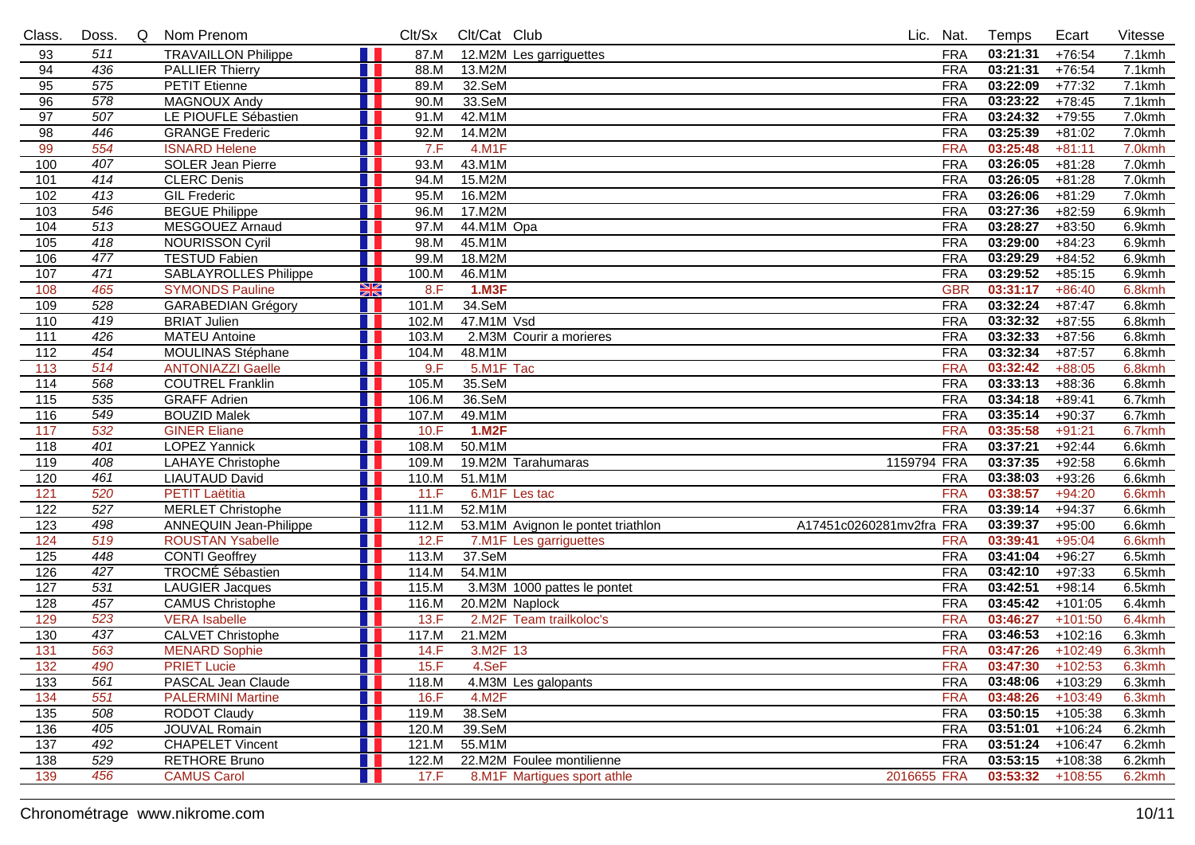| Class. | Doss. | Q | Nom Prenom | | Clt/Sx | Clt/Cat | Club | Lic. | Nat. | Temps | Ecart | Vitesse |
|---|---|---|---|---|---|---|---|---|---|---|---|---|
| 93 | 511 | | TRAVAILLON Philippe | | 87.M | 12.M2M | Les garriguettes | | FRA | **03:21:31** | +76:54 | 7.1kmh |
| 94 | 436 | | PALLIER Thierry | | 88.M | 13.M2M | | | FRA | **03:21:31** | +76:54 | 7.1kmh |
| 95 | 575 | | PETIT Etienne | | 89.M | 32.SeM | | | FRA | **03:22:09** | +77:32 | 7.1kmh |
| 96 | 578 | | MAGNOUX Andy | | 90.M | 33.SeM | | | FRA | **03:23:22** | +78:45 | 7.1kmh |
| 97 | 507 | | LE PIOUFLE Sébastien | | 91.M | 42.M1M | | | FRA | **03:24:32** | +79:55 | 7.0kmh |
| 98 | 446 | | GRANGE Frederic | | 92.M | 14.M2M | | | FRA | **03:25:39** | +81:02 | 7.0kmh |
| 99 | 554 | | ISNARD Helene | | 7.F | 4.M1F | | | FRA | **03:25:48** | +81:11 | 7.0kmh |
| 100 | 407 | | SOLER Jean Pierre | | 93.M | 43.M1M | | | FRA | **03:26:05** | +81:28 | 7.0kmh |
| 101 | 414 | | CLERC Denis | | 94.M | 15.M2M | | | FRA | **03:26:05** | +81:28 | 7.0kmh |
| 102 | 413 | | GIL Frederic | | 95.M | 16.M2M | | | FRA | **03:26:06** | +81:29 | 7.0kmh |
| 103 | 546 | | BEGUE Philippe | | 96.M | 17.M2M | | | FRA | **03:27:36** | +82:59 | 6.9kmh |
| 104 | 513 | | MESGOUEZ Arnaud | | 97.M | 44.M1M | Opa | | FRA | **03:28:27** | +83:50 | 6.9kmh |
| 105 | 418 | | NOURISSON Cyril | | 98.M | 45.M1M | | | FRA | **03:29:00** | +84:23 | 6.9kmh |
| 106 | 477 | | TESTUD Fabien | | 99.M | 18.M2M | | | FRA | **03:29:29** | +84:52 | 6.9kmh |
| 107 | 471 | | SABLAYROLLES Philippe | | 100.M | 46.M1M | | | FRA | **03:29:52** | +85:15 | 6.9kmh |
| 108 | 465 | | SYMONDS Pauline | | 8.F | **1.M3F** | | | GBR | **03:31:17** | +86:40 | 6.8kmh |
| 109 | 528 | | GARABEDIAN Grégory | | 101.M | 34.SeM | | | FRA | **03:32:24** | +87:47 | 6.8kmh |
| 110 | 419 | | BRIAT Julien | | 102.M | 47.M1M | Vsd | | FRA | **03:32:32** | +87:55 | 6.8kmh |
| 111 | 426 | | MATEU Antoine | | 103.M | 2.M3M | Courir a morieres | | FRA | **03:32:33** | +87:56 | 6.8kmh |
| 112 | 454 | | MOULINAS Stéphane | | 104.M | 48.M1M | | | FRA | **03:32:34** | +87:57 | 6.8kmh |
| 113 | 514 | | ANTONIAZZI Gaelle | | 9.F | 5.M1F | Tac | | FRA | **03:32:42** | +88:05 | 6.8kmh |
| 114 | 568 | | COUTREL Franklin | | 105.M | 35.SeM | | | FRA | **03:33:13** | +88:36 | 6.8kmh |
| 115 | 535 | | GRAFF Adrien | | 106.M | 36.SeM | | | FRA | **03:34:18** | +89:41 | 6.7kmh |
| 116 | 549 | | BOUZID Malek | | 107.M | 49.M1M | | | FRA | **03:35:14** | +90:37 | 6.7kmh |
| 117 | 532 | | GINER Eliane | | 10.F | **1.M2F** | | | FRA | **03:35:58** | +91:21 | 6.7kmh |
| 118 | 401 | | LOPEZ Yannick | | 108.M | 50.M1M | | | FRA | **03:37:21** | +92:44 | 6.6kmh |
| 119 | 408 | | LAHAYE Christophe | | 109.M | 19.M2M | Tarahumaras | 1159794 | FRA | **03:37:35** | +92:58 | 6.6kmh |
| 120 | 461 | | LIAUTAUD David | | 110.M | 51.M1M | | | FRA | **03:38:03** | +93:26 | 6.6kmh |
| 121 | 520 | | PETIT Laëtitia | | 11.F | 6.M1F | Les tac | | FRA | **03:38:57** | +94:20 | 6.6kmh |
| 122 | 527 | | MERLET Christophe | | 111.M | 52.M1M | | | FRA | **03:39:14** | +94:37 | 6.6kmh |
| 123 | 498 | | ANNEQUIN Jean-Philippe | | 112.M | 53.M1M | Avignon le pontet triathlon | A17451c0260281mv2fra | FRA | **03:39:37** | +95:00 | 6.6kmh |
| 124 | 519 | | ROUSTAN Ysabelle | | 12.F | 7.M1F | Les garriguettes | | FRA | **03:39:41** | +95:04 | 6.6kmh |
| 125 | 448 | | CONTI Geoffrey | | 113.M | 37.SeM | | | FRA | **03:41:04** | +96:27 | 6.5kmh |
| 126 | 427 | | TROCMÉ Sébastien | | 114.M | 54.M1M | | | FRA | **03:42:10** | +97:33 | 6.5kmh |
| 127 | 531 | | LAUGIER Jacques | | 115.M | 3.M3M | 1000 pattes le pontet | | FRA | **03:42:51** | +98:14 | 6.5kmh |
| 128 | 457 | | CAMUS Christophe | | 116.M | 20.M2M | Naplock | | FRA | **03:45:42** | +101:05 | 6.4kmh |
| 129 | 523 | | VERA Isabelle | | 13.F | 2.M2F | Team trailkoloc's | | FRA | **03:46:27** | +101:50 | 6.4kmh |
| 130 | 437 | | CALVET Christophe | | 117.M | 21.M2M | | | FRA | **03:46:53** | +102:16 | 6.3kmh |
| 131 | 563 | | MENARD Sophie | | 14.F | 3.M2F | 13 | | FRA | **03:47:26** | +102:49 | 6.3kmh |
| 132 | 490 | | PRIET Lucie | | 15.F | 4.SeF | | | FRA | **03:47:30** | +102:53 | 6.3kmh |
| 133 | 561 | | PASCAL Jean Claude | | 118.M | 4.M3M | Les galopants | | FRA | **03:48:06** | +103:29 | 6.3kmh |
| 134 | 551 | | PALERMINI Martine | | 16.F | 4.M2F | | | FRA | **03:48:26** | +103:49 | 6.3kmh |
| 135 | 508 | | RODOT Claudy | | 119.M | 38.SeM | | | FRA | **03:50:15** | +105:38 | 6.3kmh |
| 136 | 405 | | JOUVAL Romain | | 120.M | 39.SeM | | | FRA | **03:51:01** | +106:24 | 6.2kmh |
| 137 | 492 | | CHAPELET Vincent | | 121.M | 55.M1M | | | FRA | **03:51:24** | +106:47 | 6.2kmh |
| 138 | 529 | | RETHORE Bruno | | 122.M | 22.M2M | Foulee montilienne | | FRA | **03:53:15** | +108:38 | 6.2kmh |
| 139 | 456 | | CAMUS Carol | | 17.F | 8.M1F | Martigues sport athle | 2016655 | FRA | **03:53:32** | +108:55 | 6.2kmh |

Chronométrage www.nikrome.com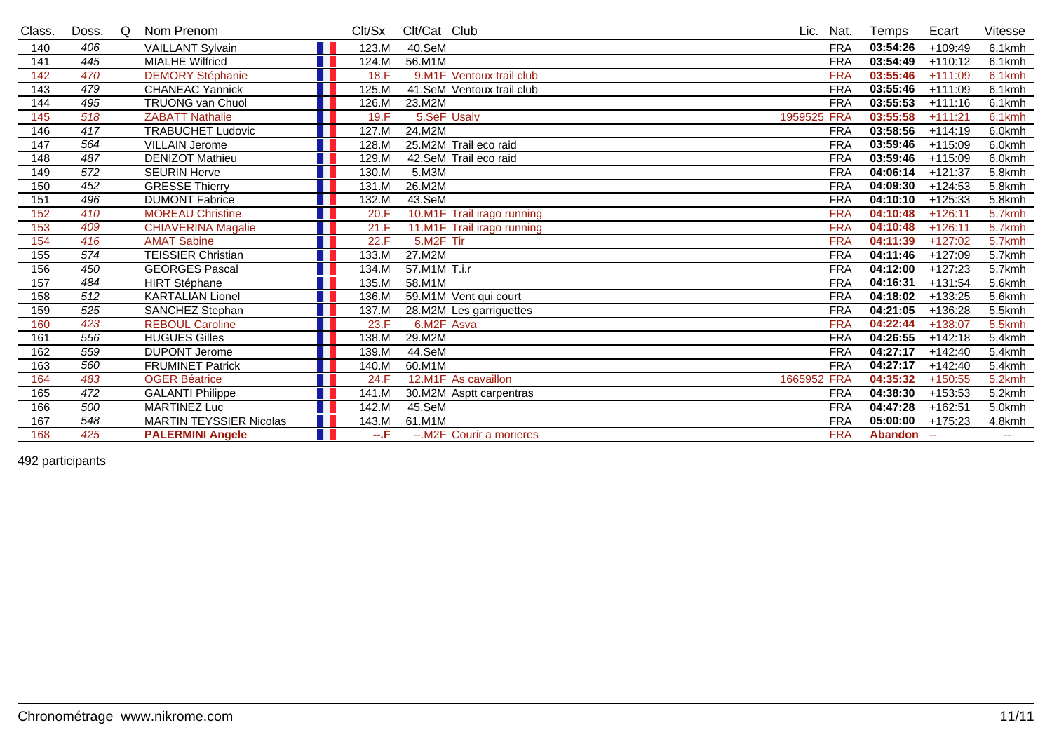| Class. | Doss. | Q | Nom Prenom | | Clt/Sx | Clt/Cat | Club | Lic. | Nat. | Temps | Ecart | Vitesse |
|---|---|---|---|---|---|---|---|---|---|---|---|---|
| 140 | 406 | | VAILLANT Sylvain | | 123.M | 40.SeM | | | FRA | **03:54:26** | +109:49 | 6.1kmh |
| 141 | 445 | | MIALHE Wilfried | | 124.M | 56.M1M | | | FRA | **03:54:49** | +110:12 | 6.1kmh |
| 142 | 470 | | DEMORY Stéphanie | | 18.F | 9.M1F | Ventoux trail club | | FRA | **03:55:46** | +111:09 | 6.1kmh |
| 143 | 479 | | CHANEAC Yannick | | 125.M | 41.SeM | Ventoux trail club | | FRA | **03:55:46** | +111:09 | 6.1kmh |
| 144 | 495 | | TRUONG van Chuol | | 126.M | 23.M2M | | | FRA | **03:55:53** | +111:16 | 6.1kmh |
| 145 | 518 | | ZABATT Nathalie | | 19.F | 5.SeF | Usalv | 1959525 | FRA | **03:55:58** | +111:21 | 6.1kmh |
| 146 | 417 | | TRABUCHET Ludovic | | 127.M | 24.M2M | | | FRA | **03:58:56** | +114:19 | 6.0kmh |
| 147 | 564 | | VILLAIN Jerome | | 128.M | 25.M2M | Trail eco raid | | FRA | **03:59:46** | +115:09 | 6.0kmh |
| 148 | 487 | | DENIZOT Mathieu | | 129.M | 42.SeM | Trail eco raid | | FRA | **03:59:46** | +115:09 | 6.0kmh |
| 149 | 572 | | SEURIN Herve | | 130.M | 5.M3M | | | FRA | **04:06:14** | +121:37 | 5.8kmh |
| 150 | 452 | | GRESSE Thierry | | 131.M | 26.M2M | | | FRA | **04:09:30** | +124:53 | 5.8kmh |
| 151 | 496 | | DUMONT Fabrice | | 132.M | 43.SeM | | | FRA | **04:10:10** | +125:33 | 5.8kmh |
| 152 | 410 | | MOREAU Christine | | 20.F | 10.M1F | Trail irago running | | FRA | **04:10:48** | +126:11 | 5.7kmh |
| 153 | 409 | | CHIAVERINA Magalie | | 21.F | 11.M1F | Trail irago running | | FRA | **04:10:48** | +126:11 | 5.7kmh |
| 154 | 416 | | AMAT Sabine | | 22.F | 5.M2F | Tir | | FRA | **04:11:39** | +127:02 | 5.7kmh |
| 155 | 574 | | TEISSIER Christian | | 133.M | 27.M2M | | | FRA | **04:11:46** | +127:09 | 5.7kmh |
| 156 | 450 | | GEORGES Pascal | | 134.M | 57.M1M | T.i.r | | FRA | **04:12:00** | +127:23 | 5.7kmh |
| 157 | 484 | | HIRT Stéphane | | 135.M | 58.M1M | | | FRA | **04:16:31** | +131:54 | 5.6kmh |
| 158 | 512 | | KARTALIAN Lionel | | 136.M | 59.M1M | Vent qui court | | FRA | **04:18:02** | +133:25 | 5.6kmh |
| 159 | 525 | | SANCHEZ Stephan | | 137.M | 28.M2M | Les garriguettes | | FRA | **04:21:05** | +136:28 | 5.5kmh |
| 160 | 423 | | REBOUL Caroline | | 23.F | 6.M2F | Asva | | FRA | **04:22:44** | +138:07 | 5.5kmh |
| 161 | 556 | | HUGUES Gilles | | 138.M | 29.M2M | | | FRA | **04:26:55** | +142:18 | 5.4kmh |
| 162 | 559 | | DUPONT Jerome | | 139.M | 44.SeM | | | FRA | **04:27:17** | +142:40 | 5.4kmh |
| 163 | 560 | | FRUMINET Patrick | | 140.M | 60.M1M | | | FRA | **04:27:17** | +142:40 | 5.4kmh |
| 164 | 483 | | OGER Béatrice | | 24.F | 12.M1F | As cavaillon | 1665952 | FRA | **04:35:32** | +150:55 | 5.2kmh |
| 165 | 472 | | GALANTI Philippe | | 141.M | 30.M2M | Asptt carpentras | | FRA | **04:38:30** | +153:53 | 5.2kmh |
| 166 | 500 | | MARTINEZ Luc | | 142.M | 45.SeM | | | FRA | **04:47:28** | +162:51 | 5.0kmh |
| 167 | 548 | | MARTIN TEYSSIER Nicolas | | 143.M | 61.M1M | | | FRA | **05:00:00** | +175:23 | 4.8kmh |
| 168 | 425 | | **PALERMINI Angele** | | --.F | --.M2F | Courir a morieres | | FRA | **Abandon** | -- | -- |

492 participants

Chronométrage www.nikrome.com